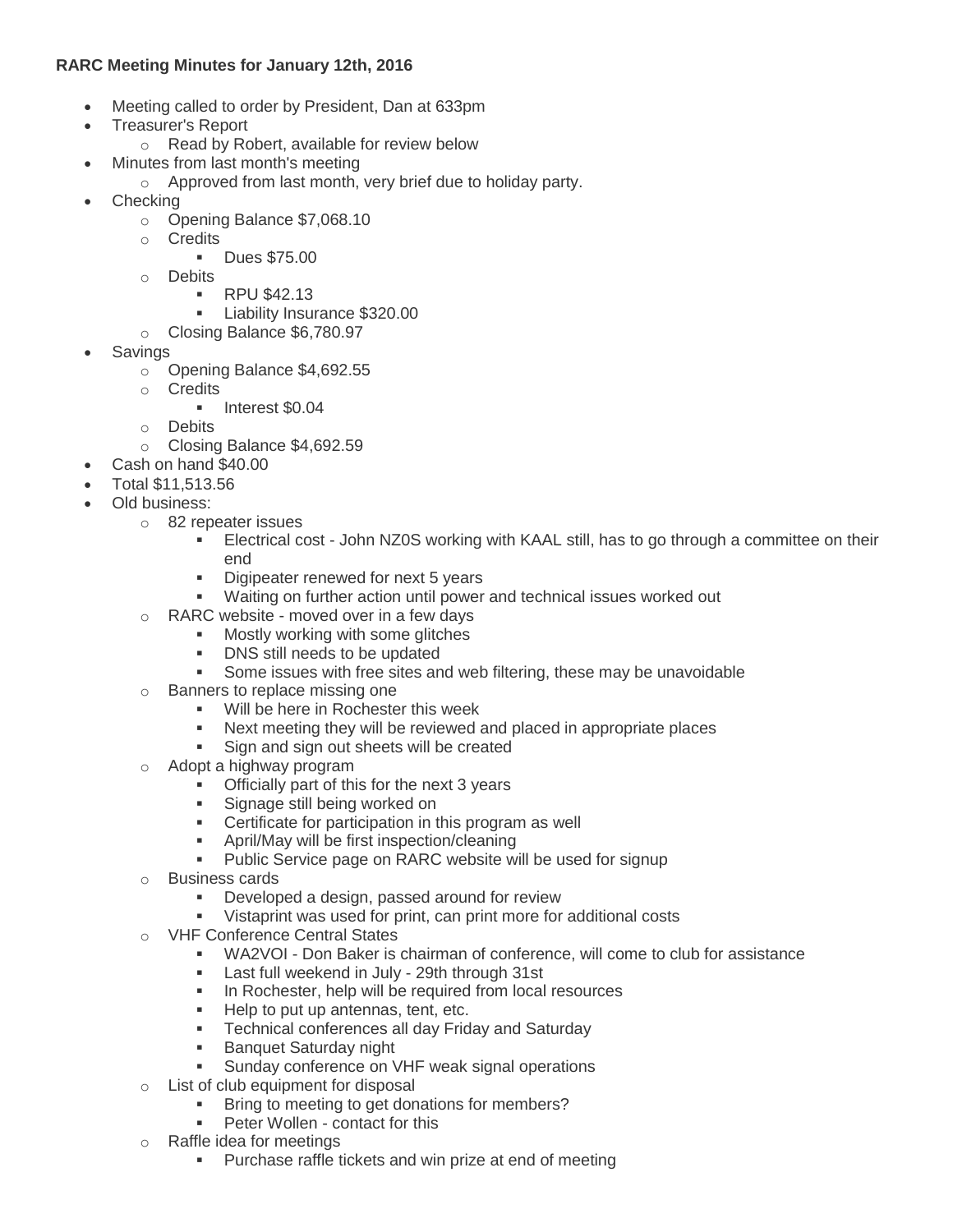**RARC Meeting Minutes for January 12th, 2016**

- Meeting called to order by President, Dan at 633pm
- Treasurer's Report
    - Read by Robert, available for review below
- Minutes from last month's meeting
    - Approved from last month, very brief due to holiday party.
- Checking
    - Opening Balance $7,068.10
    - Credits
        - Dues $75.00
    - Debits
        - RPU $42.13
        - Liability Insurance $320.00
    - Closing Balance $6,780.97
- Savings
    - Opening Balance $4,692.55
    - Credits
        - Interest $0.04
    - Debits
    - Closing Balance $4,692.59
- Cash on hand $40.00
- Total $11,513.56
- Old business:
    - 82 repeater issues
        - Electrical cost - John NZ0S working with KAAL still, has to go through a committee on their end
        - Digipeater renewed for next 5 years
        - Waiting on further action until power and technical issues worked out
    - RARC website - moved over in a few days
        - Mostly working with some glitches
        - DNS still needs to be updated
        - Some issues with free sites and web filtering, these may be unavoidable
    - Banners to replace missing one
        - Will be here in Rochester this week
        - Next meeting they will be reviewed and placed in appropriate places
        - Sign and sign out sheets will be created
    - Adopt a highway program
        - Officially part of this for the next 3 years
        - Signage still being worked on
        - Certificate for participation in this program as well
        - April/May will be first inspection/cleaning
        - Public Service page on RARC website will be used for signup
    - Business cards
        - Developed a design, passed around for review
        - Vistaprint was used for print, can print more for additional costs
    - VHF Conference Central States
        - WA2VOI - Don Baker is chairman of conference, will come to club for assistance
        - Last full weekend in July - 29th through 31st
        - In Rochester, help will be required from local resources
        - Help to put up antennas, tent, etc.
        - Technical conferences all day Friday and Saturday
        - Banquet Saturday night
        - Sunday conference on VHF weak signal operations
    - List of club equipment for disposal
        - Bring to meeting to get donations for members?
        - Peter Wollen - contact for this
    - Raffle idea for meetings
        - Purchase raffle tickets and win prize at end of meeting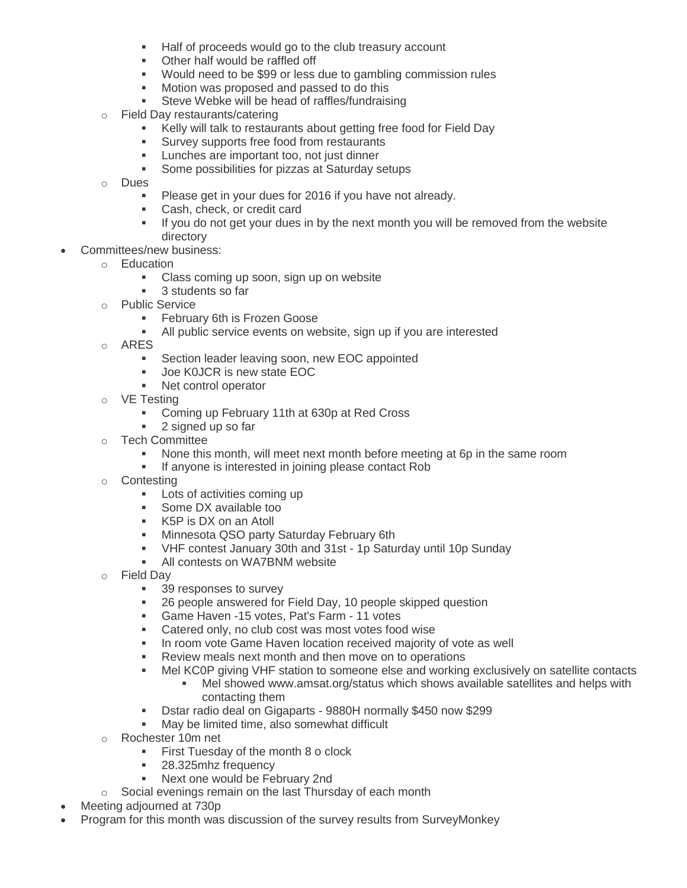- Half of proceeds would go to the club treasury account
        - Other half would be raffled off
        - Would need to be $99 or less due to gambling commission rules
        - Motion was proposed and passed to do this
        - Steve Webke will be head of raffles/fundraising
    - Field Day restaurants/catering
        - Kelly will talk to restaurants about getting free food for Field Day
        - Survey supports free food from restaurants
        - Lunches are important too, not just dinner
        - Some possibilities for pizzas at Saturday setups
    - Dues
        - Please get in your dues for 2016 if you have not already.
        - Cash, check, or credit card
        - If you do not get your dues in by the next month you will be removed from the website directory
- Committees/new business:
    - Education
        - Class coming up soon, sign up on website
        - 3 students so far
    - Public Service
        - February 6th is Frozen Goose
        - All public service events on website, sign up if you are interested
    - ARES
        - Section leader leaving soon, new EOC appointed
        - Joe K0JCR is new state EOC
        - Net control operator
    - VE Testing
        - Coming up February 11th at 630p at Red Cross
        - 2 signed up so far
    - Tech Committee
        - None this month, will meet next month before meeting at 6p in the same room
        - If anyone is interested in joining please contact Rob
    - Contesting
        - Lots of activities coming up
        - Some DX available too
        - K5P is DX on an Atoll
        - Minnesota QSO party Saturday February 6th
        - VHF contest January 30th and 31st - 1p Saturday until 10p Sunday
        - All contests on WA7BNM website
    - Field Day
        - 39 responses to survey
        - 26 people answered for Field Day, 10 people skipped question
        - Game Haven -15 votes, Pat's Farm - 11 votes
        - Catered only, no club cost was most votes food wise
        - In room vote Game Haven location received majority of vote as well
        - Review meals next month and then move on to operations
        - Mel KC0P giving VHF station to someone else and working exclusively on satellite contacts
            - Mel showed www.amsat.org/status which shows available satellites and helps with contacting them
        - Dstar radio deal on Gigaparts - 9880H normally $450 now $299
        - May be limited time, also somewhat difficult
    - Rochester 10m net
        - First Tuesday of the month 8 o clock
        - 28.325mhz frequency
        - Next one would be February 2nd
    - Social evenings remain on the last Thursday of each month
- Meeting adjourned at 730p
- Program for this month was discussion of the survey results from SurveyMonkey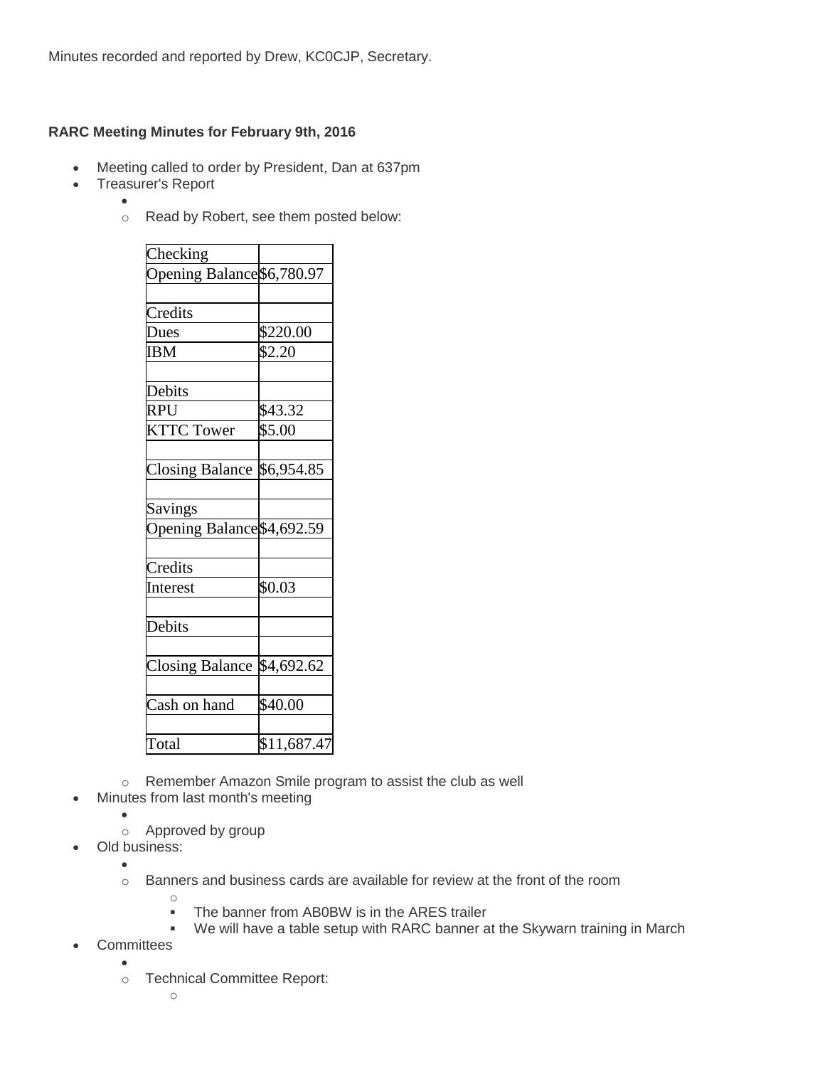Minutes recorded and reported by Drew, KC0CJP, Secretary.

**RARC Meeting Minutes for February 9th, 2016**

- Meeting called to order by President, Dan at 637pm
- Treasurer's Report
    - Read by Robert, see them posted below:

| Checking | |
|---|---|
| Opening Balance | $6,780.97 |
| | |
| Credits | |
| Dues | $220.00 |
| IBM | $2.20 |
| | |
| Debits | |
| RPU | $43.32 |
| KTTC Tower | $5.00 |
| | |
| Closing Balance | $6,954.85 |
| | |
| Savings | |
| Opening Balance | $4,692.59 |
| | |
| Credits | |
| Interest | $0.03 |
| | |
| Debits | |
| | |
| Closing Balance | $4,692.62 |
| | |
| Cash on hand | $40.00 |
| | |
| Total | $11,687.47 |

    - Remember Amazon Smile program to assist the club as well
- Minutes from last month's meeting
    - Approved by group
- Old business:
    - Banners and business cards are available for review at the front of the room
        - The banner from AB0BW is in the ARES trailer
        - We will have a table setup with RARC banner at the Skywarn training in March
- Committees
    - Technical Committee Report: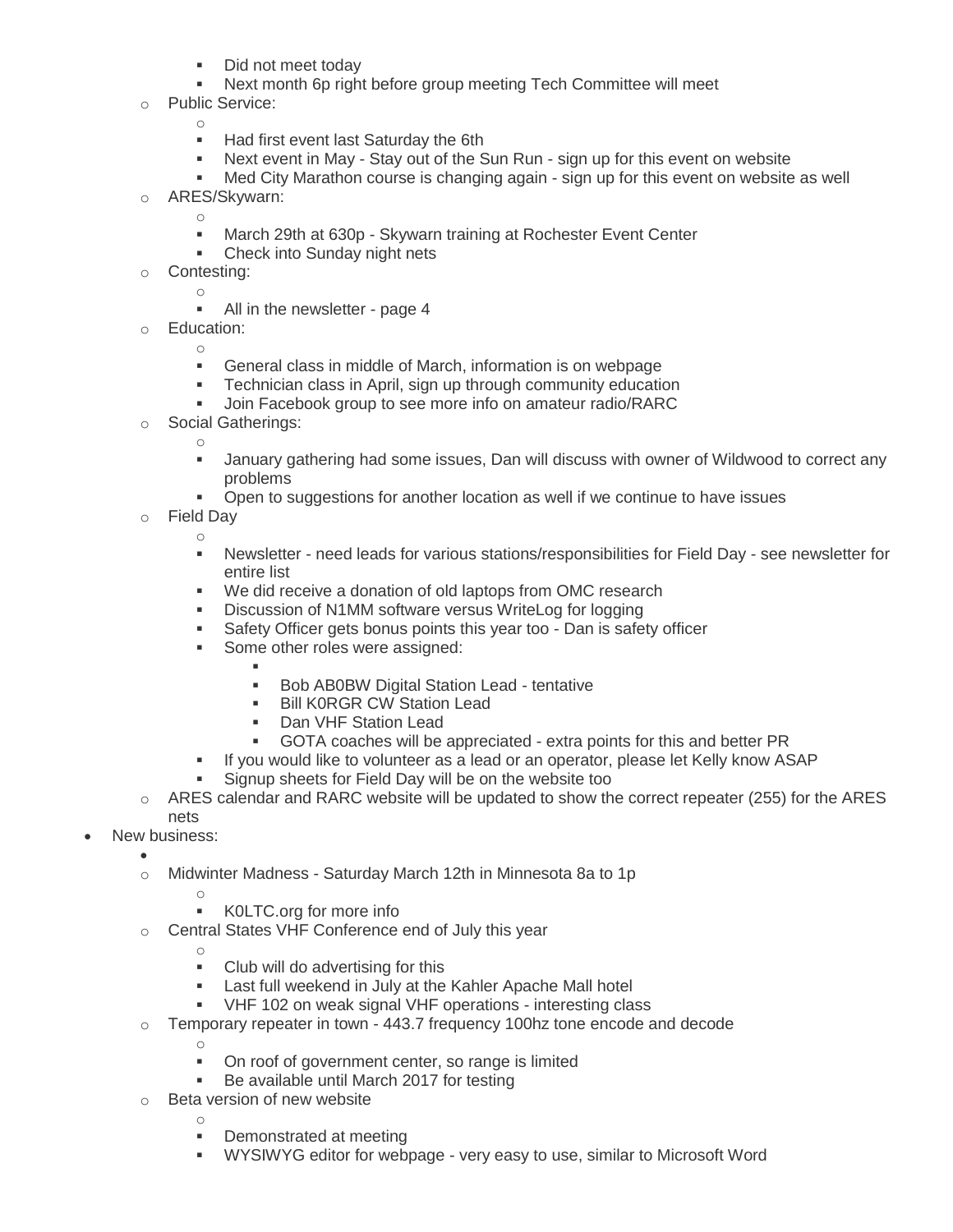- Did not meet today
        - Next month 6p right before group meeting Tech Committee will meet
    - Public Service:
        - Had first event last Saturday the 6th
        - Next event in May - Stay out of the Sun Run - sign up for this event on website
        - Med City Marathon course is changing again - sign up for this event on website as well
    - ARES/Skywarn:
        - March 29th at 630p - Skywarn training at Rochester Event Center
        - Check into Sunday night nets
    - Contesting:
        - All in the newsletter - page 4
    - Education:
        - General class in middle of March, information is on webpage
        - Technician class in April, sign up through community education
        - Join Facebook group to see more info on amateur radio/RARC
    - Social Gatherings:
        - January gathering had some issues, Dan will discuss with owner of Wildwood to correct any problems
        - Open to suggestions for another location as well if we continue to have issues
    - Field Day
        - Newsletter - need leads for various stations/responsibilities for Field Day - see newsletter for entire list
        - We did receive a donation of old laptops from OMC research
        - Discussion of N1MM software versus WriteLog for logging
        - Safety Officer gets bonus points this year too - Dan is safety officer
        - Some other roles were assigned:
            - Bob AB0BW Digital Station Lead - tentative
            - Bill K0RGR CW Station Lead
            - Dan VHF Station Lead
            - GOTA coaches will be appreciated - extra points for this and better PR
        - If you would like to volunteer as a lead or an operator, please let Kelly know ASAP
        - Signup sheets for Field Day will be on the website too
    - ARES calendar and RARC website will be updated to show the correct repeater (255) for the ARES nets
- New business:
    - Midwinter Madness - Saturday March 12th in Minnesota 8a to 1p
        - K0LTC.org for more info
    - Central States VHF Conference end of July this year
        - Club will do advertising for this
        - Last full weekend in July at the Kahler Apache Mall hotel
        - VHF 102 on weak signal VHF operations - interesting class
    - Temporary repeater in town - 443.7 frequency 100hz tone encode and decode
        - On roof of government center, so range is limited
        - Be available until March 2017 for testing
    - Beta version of new website
        - Demonstrated at meeting
        - WYSIWYG editor for webpage - very easy to use, similar to Microsoft Word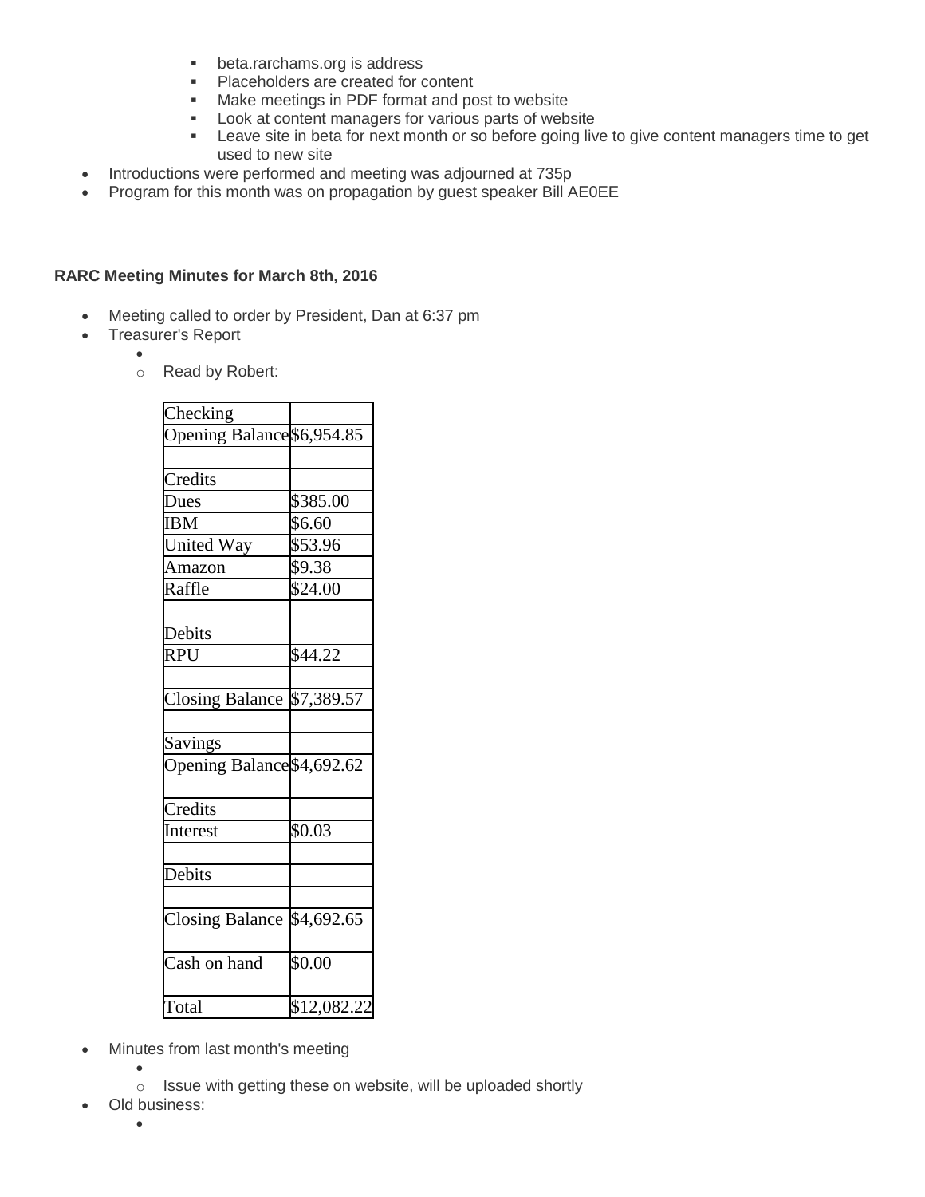- beta.rarchams.org is address
  - Placeholders are created for content
  - Make meetings in PDF format and post to website
  - Look at content managers for various parts of website
  - Leave site in beta for next month or so before going live to give content managers time to get used to new site
- Introductions were performed and meeting was adjourned at 735p
- Program for this month was on propagation by guest speaker Bill AE0EE

**RARC Meeting Minutes for March 8th, 2016**

- Meeting called to order by President, Dan at 6:37 pm
- Treasurer's Report
  - Read by Robert:

| Checking | |
|---|---|
| Opening Balance | $6,954.85 |
| | |
| Credits | |
| Dues | $385.00 |
| IBM | $6.60 |
| United Way | $53.96 |
| Amazon | $9.38 |
| Raffle | $24.00 |
| | |
| Debits | |
| RPU | $44.22 |
| | |
| Closing Balance | $7,389.57 |
| | |
| Savings | |
| Opening Balance | $4,692.62 |
| | |
| Credits | |
| Interest | $0.03 |
| | |
| Debits | |
| | |
| Closing Balance | $4,692.65 |
| | |
| Cash on hand | $0.00 |
| | |
| Total | $12,082.22 |

- Minutes from last month's meeting
  - Issue with getting these on website, will be uploaded shortly
- Old business: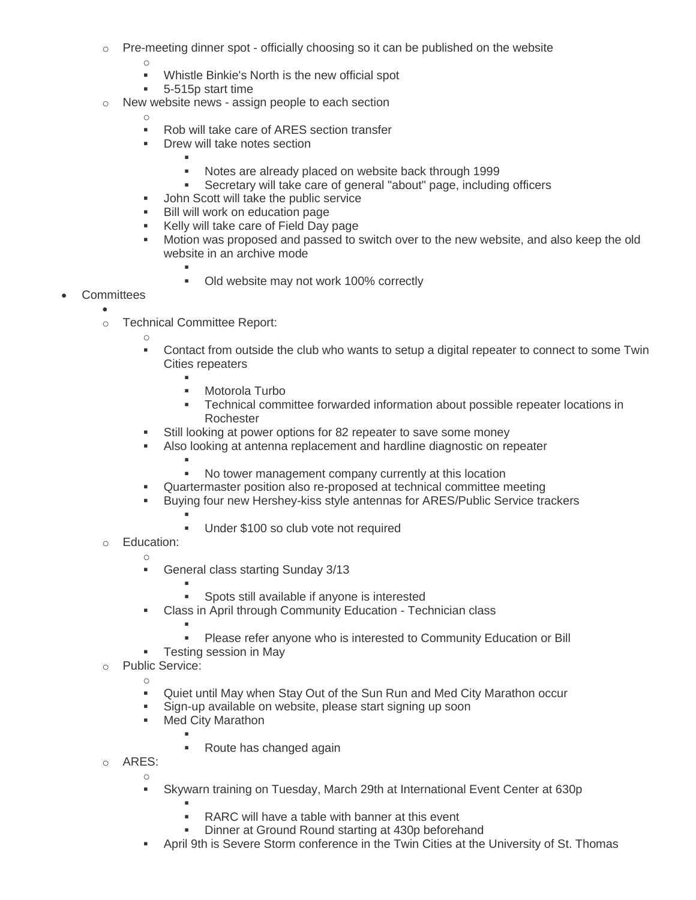- Pre-meeting dinner spot - officially choosing so it can be published on the website
    - Whistle Binkie's North is the new official spot
    - 5-515p start time
- New website news - assign people to each section
    - Rob will take care of ARES section transfer
    - Drew will take notes section
        - Notes are already placed on website back through 1999
        - Secretary will take care of general "about" page, including officers
    - John Scott will take the public service
    - Bill will work on education page
    - Kelly will take care of Field Day page
    - Motion was proposed and passed to switch over to the new website, and also keep the old website in an archive mode
        - Old website may not work 100% correctly

- Committees
    - Technical Committee Report:
        - Contact from outside the club who wants to setup a digital repeater to connect to some Twin Cities repeaters
            - Motorola Turbo
            - Technical committee forwarded information about possible repeater locations in Rochester
        - Still looking at power options for 82 repeater to save some money
        - Also looking at antenna replacement and hardline diagnostic on repeater
            - No tower management company currently at this location
        - Quartermaster position also re-proposed at technical committee meeting
        - Buying four new Hershey-kiss style antennas for ARES/Public Service trackers
            - Under $100 so club vote not required
    - Education:
        - General class starting Sunday 3/13
            - Spots still available if anyone is interested
        - Class in April through Community Education - Technician class
            - Please refer anyone who is interested to Community Education or Bill
        - Testing session in May
    - Public Service:
        - Quiet until May when Stay Out of the Sun Run and Med City Marathon occur
        - Sign-up available on website, please start signing up soon
        - Med City Marathon
            - Route has changed again
    - ARES:
        - Skywarn training on Tuesday, March 29th at International Event Center at 630p
            - RARC will have a table with banner at this event
            - Dinner at Ground Round starting at 430p beforehand
        - April 9th is Severe Storm conference in the Twin Cities at the University of St. Thomas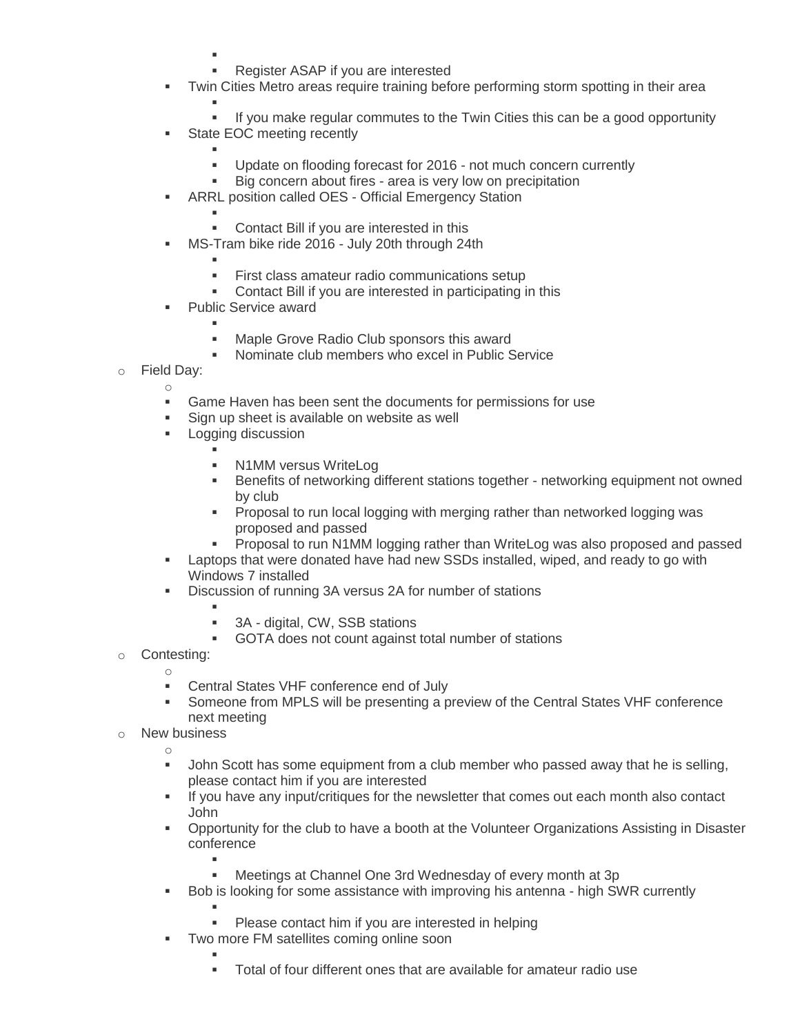- 
        - Register ASAP if you are interested
    - Twin Cities Metro areas require training before performing storm spotting in their area
        - 
        - If you make regular commutes to the Twin Cities this can be a good opportunity
    - State EOC meeting recently
        - 
        - Update on flooding forecast for 2016 - not much concern currently
        - Big concern about fires - area is very low on precipitation
    - ARRL position called OES - Official Emergency Station
        - 
        - Contact Bill if you are interested in this
    - MS-Tram bike ride 2016 - July 20th through 24th
        - 
        - First class amateur radio communications setup
        - Contact Bill if you are interested in participating in this
    - Public Service award
        - 
        - Maple Grove Radio Club sponsors this award
        - Nominate club members who excel in Public Service
- Field Day:
    - 
    - Game Haven has been sent the documents for permissions for use
    - Sign up sheet is available on website as well
    - Logging discussion
        - 
        - N1MM versus WriteLog
        - Benefits of networking different stations together - networking equipment not owned by club
        - Proposal to run local logging with merging rather than networked logging was proposed and passed
        - Proposal to run N1MM logging rather than WriteLog was also proposed and passed
    - Laptops that were donated have had new SSDs installed, wiped, and ready to go with Windows 7 installed
    - Discussion of running 3A versus 2A for number of stations
        - 
        - 3A - digital, CW, SSB stations
        - GOTA does not count against total number of stations
- Contesting:
    - 
    - Central States VHF conference end of July
    - Someone from MPLS will be presenting a preview of the Central States VHF conference next meeting
- New business
    - 
    - John Scott has some equipment from a club member who passed away that he is selling, please contact him if you are interested
    - If you have any input/critiques for the newsletter that comes out each month also contact John
    - Opportunity for the club to have a booth at the Volunteer Organizations Assisting in Disaster conference
        - 
        - Meetings at Channel One 3rd Wednesday of every month at 3p
    - Bob is looking for some assistance with improving his antenna - high SWR currently
        - 
        - Please contact him if you are interested in helping
    - Two more FM satellites coming online soon
        - 
        - Total of four different ones that are available for amateur radio use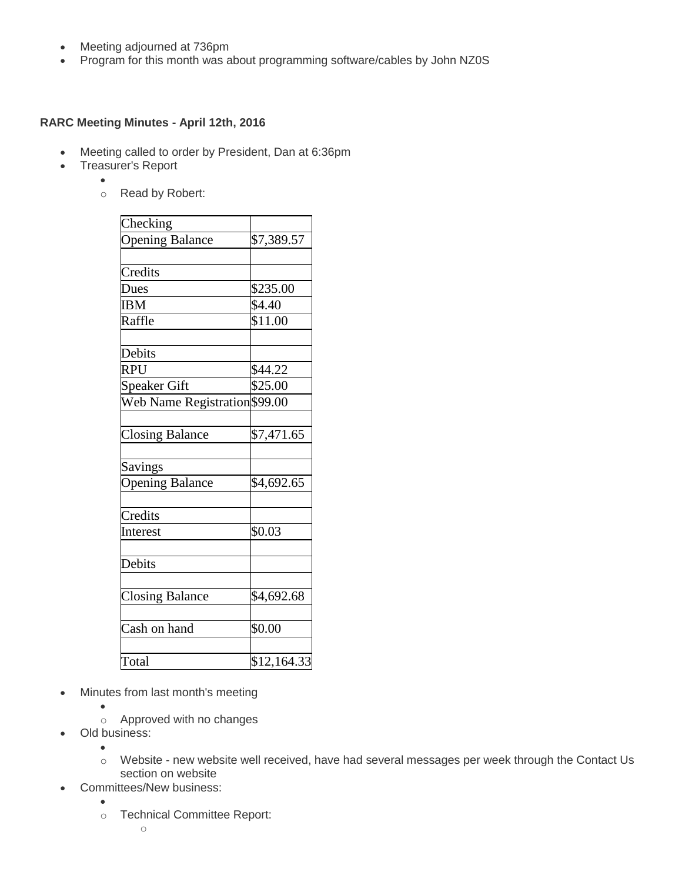- Meeting adjourned at 736pm
- Program for this month was about programming software/cables by John NZ0S

**RARC Meeting Minutes - April 12th, 2016**

- Meeting called to order by President, Dan at 6:36pm
- Treasurer's Report
    - 
    - Read by Robert:

| Checking | |
|---|---|
| Opening Balance | $7,389.57 |
| | |
| Credits | |
| Dues | $235.00 |
| IBM | $4.40 |
| Raffle | $11.00 |
| | |
| Debits | |
| RPU | $44.22 |
| Speaker Gift | $25.00 |
| Web Name Registration | $99.00 |
| | |
| Closing Balance | $7,471.65 |
| | |
| Savings | |
| Opening Balance | $4,692.65 |
| | |
| Credits | |
| Interest | $0.03 |
| | |
| Debits | |
| | |
| Closing Balance | $4,692.68 |
| | |
| Cash on hand | $0.00 |
| | |
| Total | $12,164.33 |

- Minutes from last month's meeting
    - 
    - Approved with no changes
- Old business:
    - 
    - Website - new website well received, have had several messages per week through the Contact Us section on website
- Committees/New business:
    - 
    - Technical Committee Report:
        -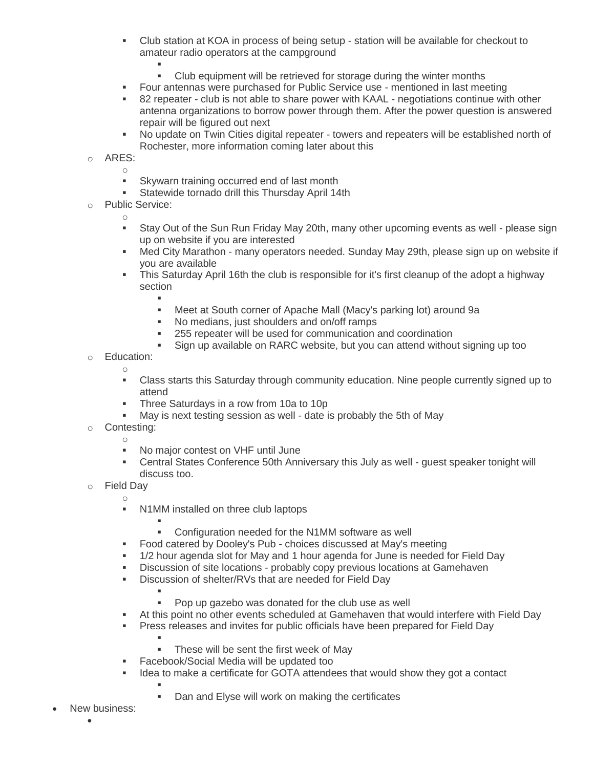- Club station at KOA in process of being setup - station will be available for checkout to amateur radio operators at the campground
            - 
            - Club equipment will be retrieved for storage during the winter months
        - Four antennas were purchased for Public Service use - mentioned in last meeting
        - 82 repeater - club is not able to share power with KAAL - negotiations continue with other antenna organizations to borrow power through them. After the power question is answered repair will be figured out next
        - No update on Twin Cities digital repeater - towers and repeaters will be established north of Rochester, more information coming later about this
    - ARES:
        - 
        - Skywarn training occurred end of last month
        - Statewide tornado drill this Thursday April 14th
    - Public Service:
        - 
        - Stay Out of the Sun Run Friday May 20th, many other upcoming events as well - please sign up on website if you are interested
        - Med City Marathon - many operators needed. Sunday May 29th, please sign up on website if you are available
        - This Saturday April 16th the club is responsible for it's first cleanup of the adopt a highway section
            - 
            - Meet at South corner of Apache Mall (Macy's parking lot) around 9a
            - No medians, just shoulders and on/off ramps
            - 255 repeater will be used for communication and coordination
            - Sign up available on RARC website, but you can attend without signing up too
    - Education:
        - 
        - Class starts this Saturday through community education. Nine people currently signed up to attend
        - Three Saturdays in a row from 10a to 10p
        - May is next testing session as well - date is probably the 5th of May
    - Contesting:
        - 
        - No major contest on VHF until June
        - Central States Conference 50th Anniversary this July as well - guest speaker tonight will discuss too.
    - Field Day
        - 
        - N1MM installed on three club laptops
            - 
            - Configuration needed for the N1MM software as well
        - Food catered by Dooley's Pub - choices discussed at May's meeting
        - 1/2 hour agenda slot for May and 1 hour agenda for June is needed for Field Day
        - Discussion of site locations - probably copy previous locations at Gamehaven
        - Discussion of shelter/RVs that are needed for Field Day
            - 
            - Pop up gazebo was donated for the club use as well
        - At this point no other events scheduled at Gamehaven that would interfere with Field Day
        - Press releases and invites for public officials have been prepared for Field Day
            - 
            - These will be sent the first week of May
        - Facebook/Social Media will be updated too
        - Idea to make a certificate for GOTA attendees that would show they got a contact
            - 
            - Dan and Elyse will work on making the certificates
- New business:
    -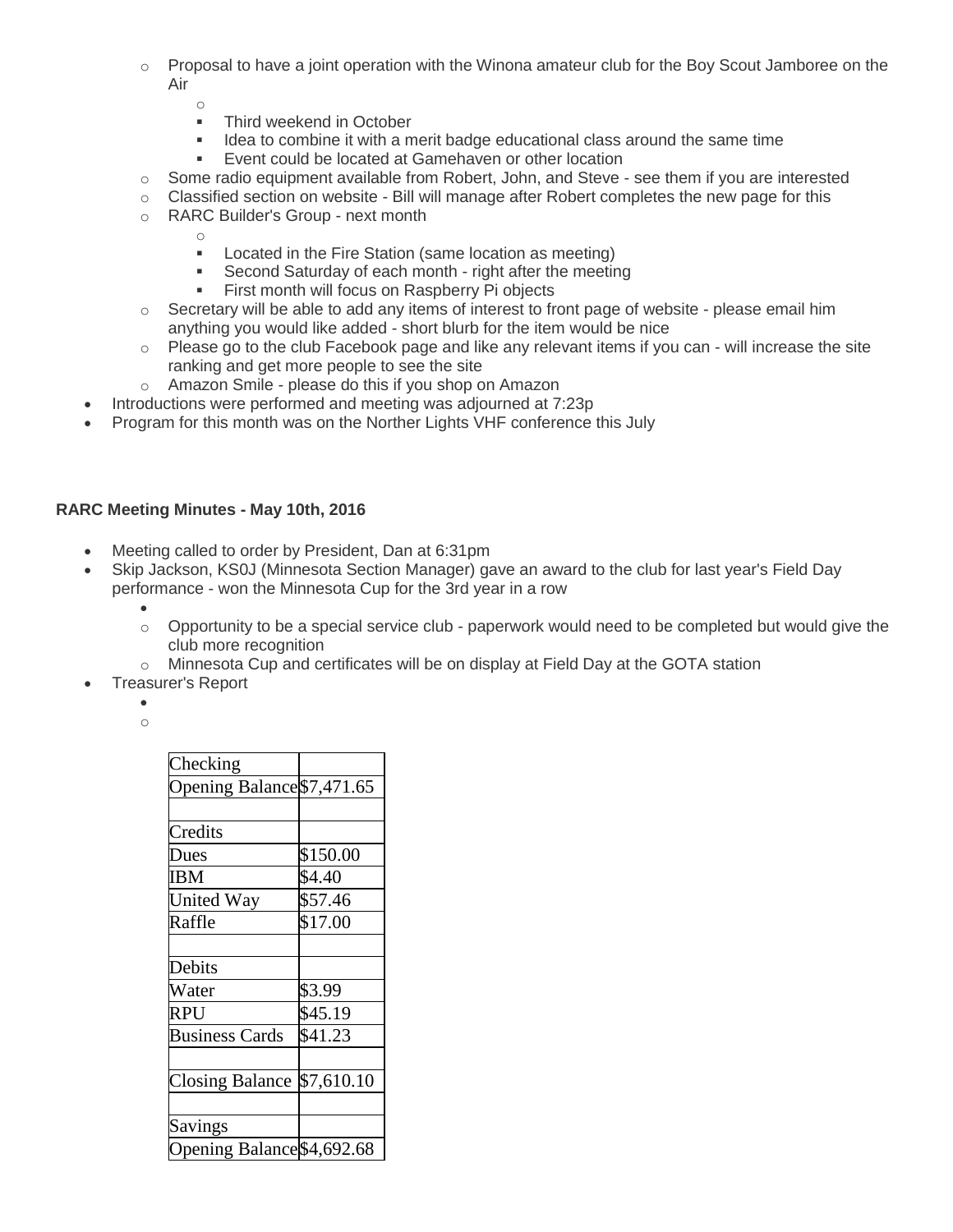- Proposal to have a joint operation with the Winona amateur club for the Boy Scout Jamboree on the Air
        - Third weekend in October
        - Idea to combine it with a merit badge educational class around the same time
        - Event could be located at Gamehaven or other location
    - Some radio equipment available from Robert, John, and Steve - see them if you are interested
    - Classified section on website - Bill will manage after Robert completes the new page for this
    - RARC Builder's Group - next month
        - Located in the Fire Station (same location as meeting)
        - Second Saturday of each month - right after the meeting
        - First month will focus on Raspberry Pi objects
    - Secretary will be able to add any items of interest to front page of website - please email him anything you would like added - short blurb for the item would be nice
    - Please go to the club Facebook page and like any relevant items if you can - will increase the site ranking and get more people to see the site
    - Amazon Smile - please do this if you shop on Amazon
- Introductions were performed and meeting was adjourned at 7:23p
- Program for this month was on the Norther Lights VHF conference this July

**RARC Meeting Minutes - May 10th, 2016**

- Meeting called to order by President, Dan at 6:31pm
- Skip Jackson, KS0J (Minnesota Section Manager) gave an award to the club for last year's Field Day performance - won the Minnesota Cup for the 3rd year in a row
    - Opportunity to be a special service club - paperwork would need to be completed but would give the club more recognition
    - Minnesota Cup and certificates will be on display at Field Day at the GOTA station
- Treasurer's Report

| Checking | |
|---|---|
| Opening Balance | $7,471.65 |
| | |
| Credits | |
| Dues | $150.00 |
| IBM | $4.40 |
| United Way | $57.46 |
| Raffle | $17.00 |
| | |
| Debits | |
| Water | $3.99 |
| RPU | $45.19 |
| Business Cards | $41.23 |
| | |
| Closing Balance | $7,610.10 |
| | |
| Savings | |
| Opening Balance | $4,692.68 |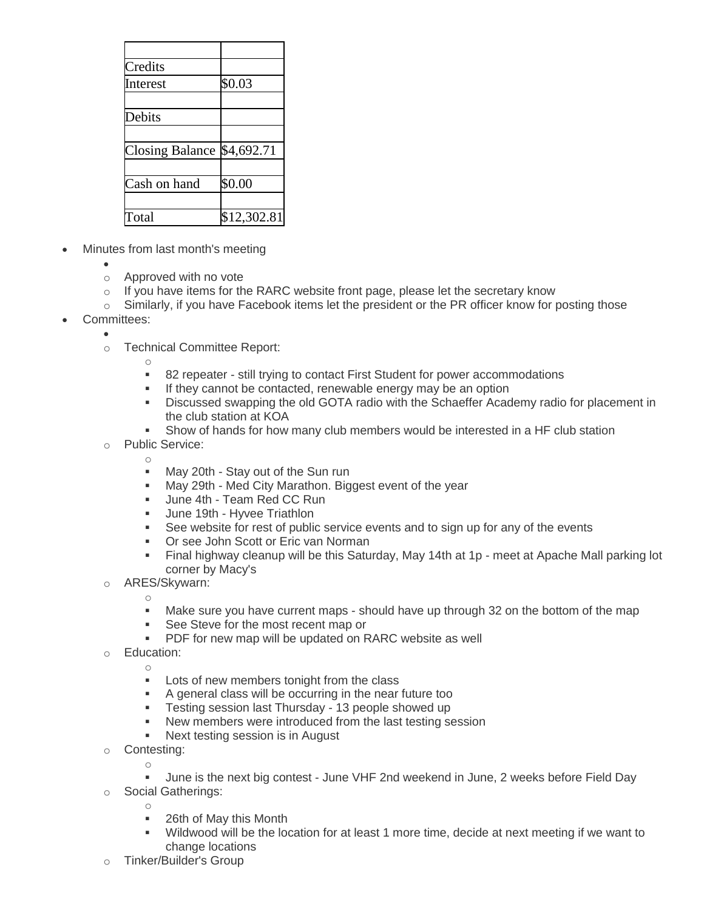| | |
|---|---|
| Credits | |
| Interest | $0.03 |
| | |
| Debits | |
| | |
| Closing Balance | $4,692.71 |
| | |
| Cash on hand | $0.00 |
| | |
| Total | $12,302.81 |

- Minules from last month's meeting
  - Approved with no vote
  - If you have items for the RARC website front page, please let the secretary know
  - Similarly, if you have Facebook items let the president or the PR officer know for posting those
- Committees:
  - Technical Committee Report:
    - 82 repeater - still trying to contact First Student for power accommodations
    - If they cannot be contacted, renewable energy may be an option
    - Discussed swapping the old GOTA radio with the Schaeffer Academy radio for placement in the club station at KOA
    - Show of hands for how many club members would be interested in a HF club station
  - Public Service:
    - May 20th - Stay out of the Sun run
    - May 29th - Med City Marathon. Biggest event of the year
    - June 4th - Team Red CC Run
    - June 19th - Hyvee Triathlon
    - See website for rest of public service events and to sign up for any of the events
    - Or see John Scott or Eric van Norman
    - Final highway cleanup will be this Saturday, May 14th at 1p - meet at Apache Mall parking lot corner by Macy's
  - ARES/Skywarn:
    - Make sure you have current maps - should have up through 32 on the bottom of the map
    - See Steve for the most recent map or
    - PDF for new map will be updated on RARC website as well
  - Education:
    - Lots of new members tonight from the class
    - A general class will be occurring in the near future too
    - Testing session last Thursday - 13 people showed up
    - New members were introduced from the last testing session
    - Next testing session is in August
  - Contesting:
    - June is the next big contest - June VHF 2nd weekend in June, 2 weeks before Field Day
  - Social Gatherings:
    - 26th of May this Month
    - Wildwood will be the location for at least 1 more time, decide at next meeting if we want to change locations
  - Tinker/Builder's Group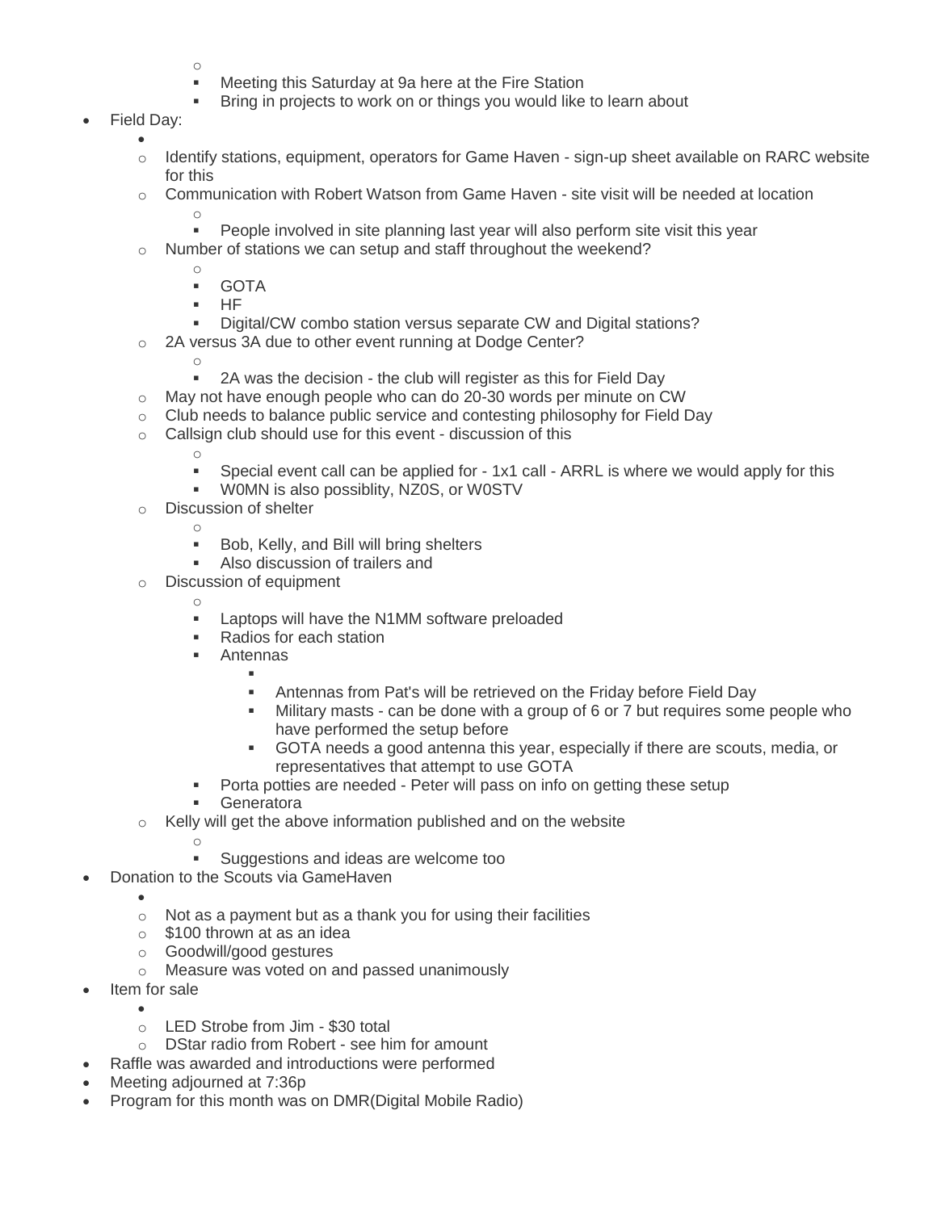- Meeting this Saturday at 9a here at the Fire Station
- Bring in projects to work on or things you would like to learn about

- Field Day:
  - Identify stations, equipment, operators for Game Haven - sign-up sheet available on RARC website for this
  - Communication with Robert Watson from Game Haven - site visit will be needed at location
    - People involved in site planning last year will also perform site visit this year
  - Number of stations we can setup and staff throughout the weekend?
    - GOTA
    - HF
    - Digital/CW combo station versus separate CW and Digital stations?
  - 2A versus 3A due to other event running at Dodge Center?
    - 2A was the decision - the club will register as this for Field Day
  - May not have enough people who can do 20-30 words per minute on CW
  - Club needs to balance public service and contesting philosophy for Field Day
  - Callsign club should use for this event - discussion of this
    - Special event call can be applied for - 1x1 call - ARRL is where we would apply for this
    - W0MN is also possiblity, NZ0S, or W0STV
  - Discussion of shelter
    - Bob, Kelly, and Bill will bring shelters
    - Also discussion of trailers and
  - Discussion of equipment
    - Laptops will have the N1MM software preloaded
    - Radios for each station
    - Antennas
      - Antennas from Pat's will be retrieved on the Friday before Field Day
      - Military masts - can be done with a group of 6 or 7 but requires some people who have performed the setup before
      - GOTA needs a good antenna this year, especially if there are scouts, media, or representatives that attempt to use GOTA
    - Porta potties are needed - Peter will pass on info on getting these setup
    - Generatora
  - Kelly will get the above information published and on the website
    - Suggestions and ideas are welcome too
- Donation to the Scouts via GameHaven
  - Not as a payment but as a thank you for using their facilities
  - $100 thrown at as an idea
  - Goodwill/good gestures
  - Measure was voted on and passed unanimously
- Item for sale
  - LED Strobe from Jim - $30 total
  - DStar radio from Robert - see him for amount
- Raffle was awarded and introductions were performed
- Meeting adjourned at 7:36p
- Program for this month was on DMR(Digital Mobile Radio)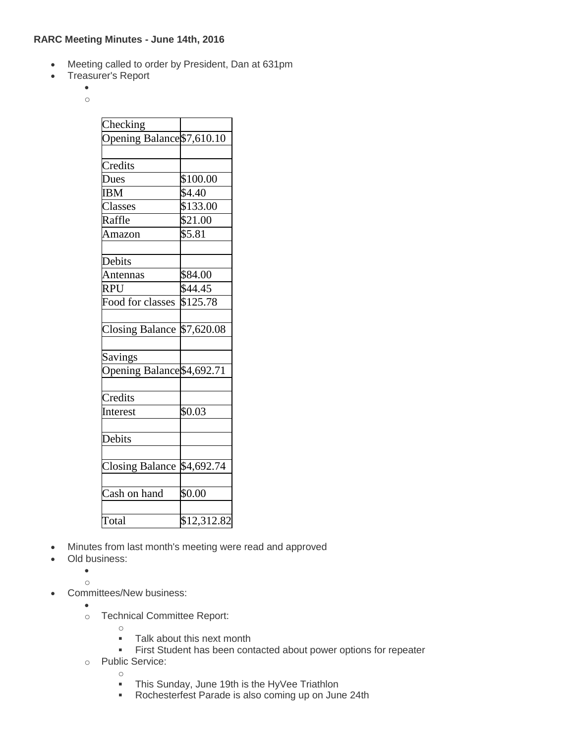**RARC Meeting Minutes - June 14th, 2016**

- Meeting called to order by President, Dan at 631pm
- Treasurer's Report

| Checking | |
|---|---|
| Opening Balance | $7,610.10 |
| | |
| Credits | |
| Dues | $100.00 |
| IBM | $4.40 |
| Classes | $133.00 |
| Raffle | $21.00 |
| Amazon | $5.81 |
| | |
| Debits | |
| Antennas | $84.00 |
| RPU | $44.45 |
| Food for classes | $125.78 |
| | |
| Closing Balance | $7,620.08 |
| | |
| Savings | |
| Opening Balance | $4,692.71 |
| | |
| Credits | |
| Interest | $0.03 |
| | |
| Debits | |
| | |
| Closing Balance | $4,692.74 |
| | |
| Cash on hand | $0.00 |
| | |
| Total | $12,312.82 |

- Minutes from last month's meeting were read and approved
- Old business:
- Committees/New business:
  - Technical Committee Report:
    - Talk about this next month
    - First Student has been contacted about power options for repeater
  - Public Service:
    - This Sunday, June 19th is the HyVee Triathlon
    - Rochesterfest Parade is also coming up on June 24th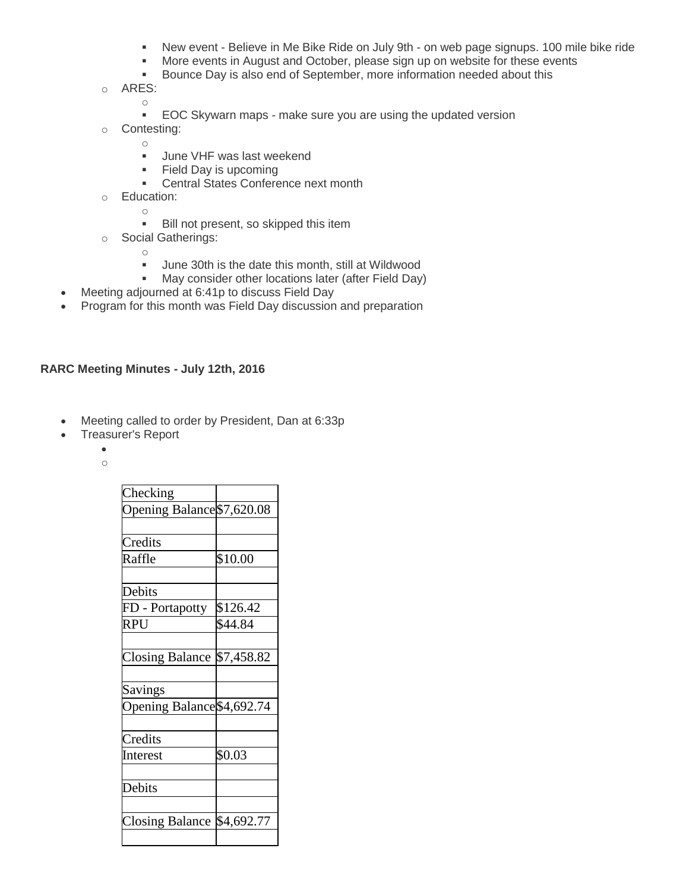- New event - Believe in Me Bike Ride on July 9th - on web page signups. 100 mile bike ride
        - More events in August and October, please sign up on website for these events
        - Bounce Day is also end of September, more information needed about this
    - ARES:
        - EOC Skywarn maps - make sure you are using the updated version
    - Contesting:
        - June VHF was last weekend
        - Field Day is upcoming
        - Central States Conference next month
    - Education:
        - Bill not present, so skipped this item
    - Social Gatherings:
        - June 30th is the date this month, still at Wildwood
        - May consider other locations later (after Field Day)
- Meeting adjourned at 6:41p to discuss Field Day
- Program for this month was Field Day discussion and preparation

**RARC Meeting Minutes - July 12th, 2016**

- Meeting called to order by President, Dan at 6:33p
- Treasurer's Report

| Checking | |
|---|---|
| Opening Balance | $7,620.08 |
| | |
| Credits | |
| Raffle | $10.00 |
| | |
| Debits | |
| FD - Portapotty | $126.42 |
| RPU | $44.84 |
| | |
| Closing Balance | $7,458.82 |
| | |
| Savings | |
| Opening Balance | $4,692.74 |
| | |
| Credits | |
| Interest | $0.03 |
| | |
| Debits | |
| | |
| Closing Balance | $4,692.77 |
| | |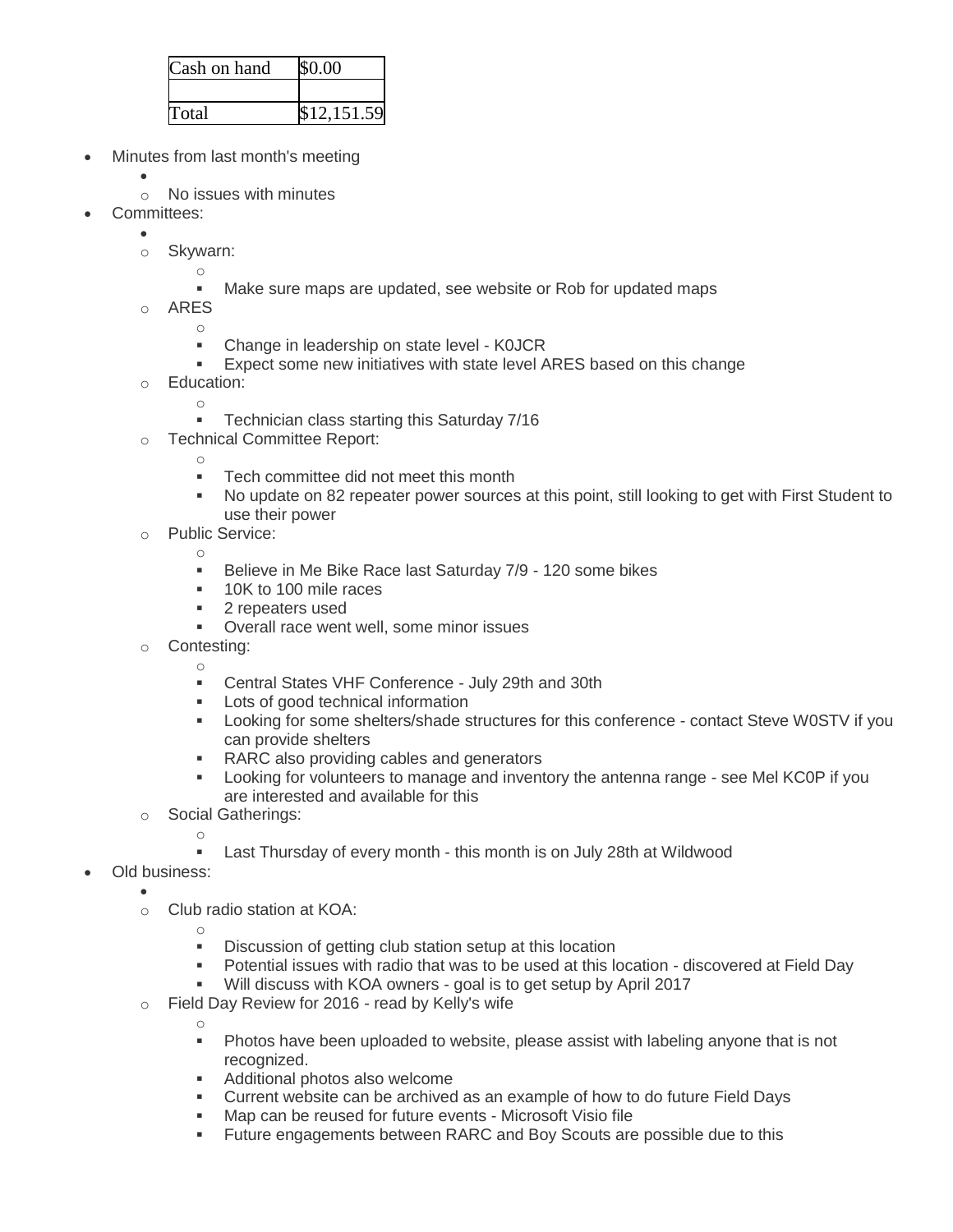| Cash on hand | $0.00 |
|---|---|
| | |
| Total | $12,151.59 |

- Minutes from last month's meeting
  - No issues with minutes
- Committees:
  - Skywarn:
    - Make sure maps are updated, see website or Rob for updated maps
  - ARES
    - Change in leadership on state level - K0JCR
    - Expect some new initiatives with state level ARES based on this change
  - Education:
    - Technician class starting this Saturday 7/16
  - Technical Committee Report:
    - Tech committee did not meet this month
    - No update on 82 repeater power sources at this point, still looking to get with First Student to use their power
  - Public Service:
    - Believe in Me Bike Race last Saturday 7/9 - 120 some bikes
    - 10K to 100 mile races
    - 2 repeaters used
    - Overall race went well, some minor issues
  - Contesting:
    - Central States VHF Conference - July 29th and 30th
    - Lots of good technical information
    - Looking for some shelters/shade structures for this conference - contact Steve W0STV if you can provide shelters
    - RARC also providing cables and generators
    - Looking for volunteers to manage and inventory the antenna range - see Mel KC0P if you are interested and available for this
  - Social Gatherings:
    - Last Thursday of every month - this month is on July 28th at Wildwood
- Old business:
  - Club radio station at KOA:
    - Discussion of getting club station setup at this location
    - Potential issues with radio that was to be used at this location - discovered at Field Day
    - Will discuss with KOA owners - goal is to get setup by April 2017
  - Field Day Review for 2016 - read by Kelly's wife
    - Photos have been uploaded to website, please assist with labeling anyone that is not recognized.
    - Additional photos also welcome
    - Current website can be archived as an example of how to do future Field Days
    - Map can be reused for future events - Microsoft Visio file
    - Future engagements between RARC and Boy Scouts are possible due to this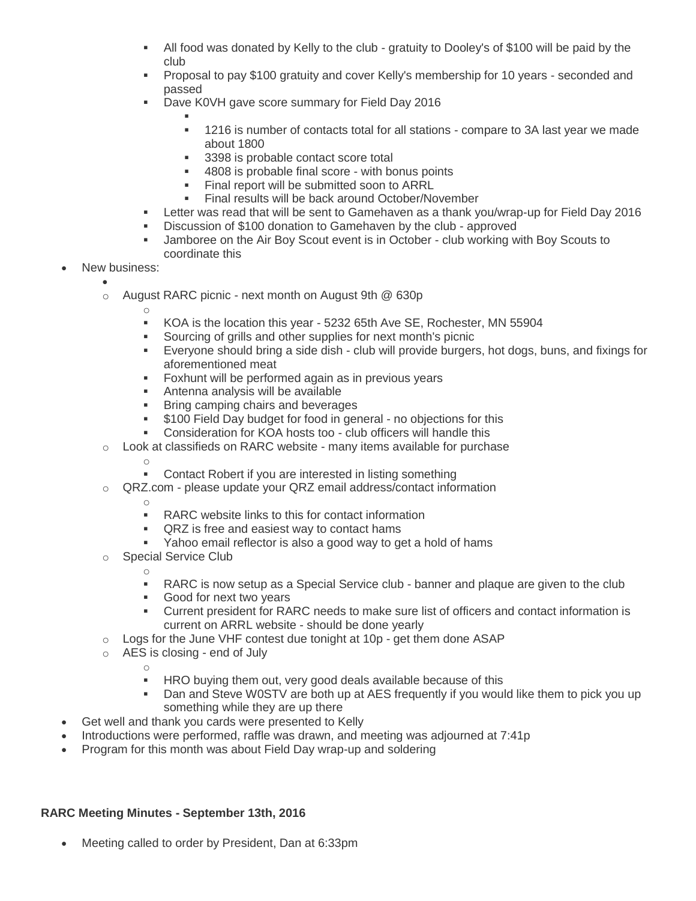- All food was donated by Kelly to the club - gratuity to Dooley's of $100 will be paid by the club
        - Proposal to pay $100 gratuity and cover Kelly's membership for 10 years - seconded and passed
        - Dave K0VH gave score summary for Field Day 2016
            - 1216 is number of contacts total for all stations - compare to 3A last year we made about 1800
            - 3398 is probable contact score total
            - 4808 is probable final score - with bonus points
            - Final report will be submitted soon to ARRL
            - Final results will be back around October/November
        - Letter was read that will be sent to Gamehaven as a thank you/wrap-up for Field Day 2016
        - Discussion of $100 donation to Gamehaven by the club - approved
        - Jamboree on the Air Boy Scout event is in October - club working with Boy Scouts to coordinate this
- New business:
    - August RARC picnic - next month on August 9th @ 630p
        - KOA is the location this year - 5232 65th Ave SE, Rochester, MN 55904
        - Sourcing of grills and other supplies for next month's picnic
        - Everyone should bring a side dish - club will provide burgers, hot dogs, buns, and fixings for aforementioned meat
        - Foxhunt will be performed again as in previous years
        - Antenna analysis will be available
        - Bring camping chairs and beverages
        - $100 Field Day budget for food in general - no objections for this
        - Consideration for KOA hosts too - club officers will handle this
    - Look at classifieds on RARC website - many items available for purchase
        - Contact Robert if you are interested in listing something
    - QRZ.com - please update your QRZ email address/contact information
        - RARC website links to this for contact information
        - QRZ is free and easiest way to contact hams
        - Yahoo email reflector is also a good way to get a hold of hams
    - Special Service Club
        - RARC is now setup as a Special Service club - banner and plaque are given to the club
        - Good for next two years
        - Current president for RARC needs to make sure list of officers and contact information is current on ARRL website - should be done yearly
    - Logs for the June VHF contest due tonight at 10p - get them done ASAP
    - AES is closing - end of July
        - HRO buying them out, very good deals available because of this
        - Dan and Steve W0STV are both up at AES frequently if you would like them to pick you up something while they are up there
- Get well and thank you cards were presented to Kelly
- Introductions were performed, raffle was drawn, and meeting was adjourned at 7:41p
- Program for this month was about Field Day wrap-up and soldering

**RARC Meeting Minutes - September 13th, 2016**

- Meeting called to order by President, Dan at 6:33pm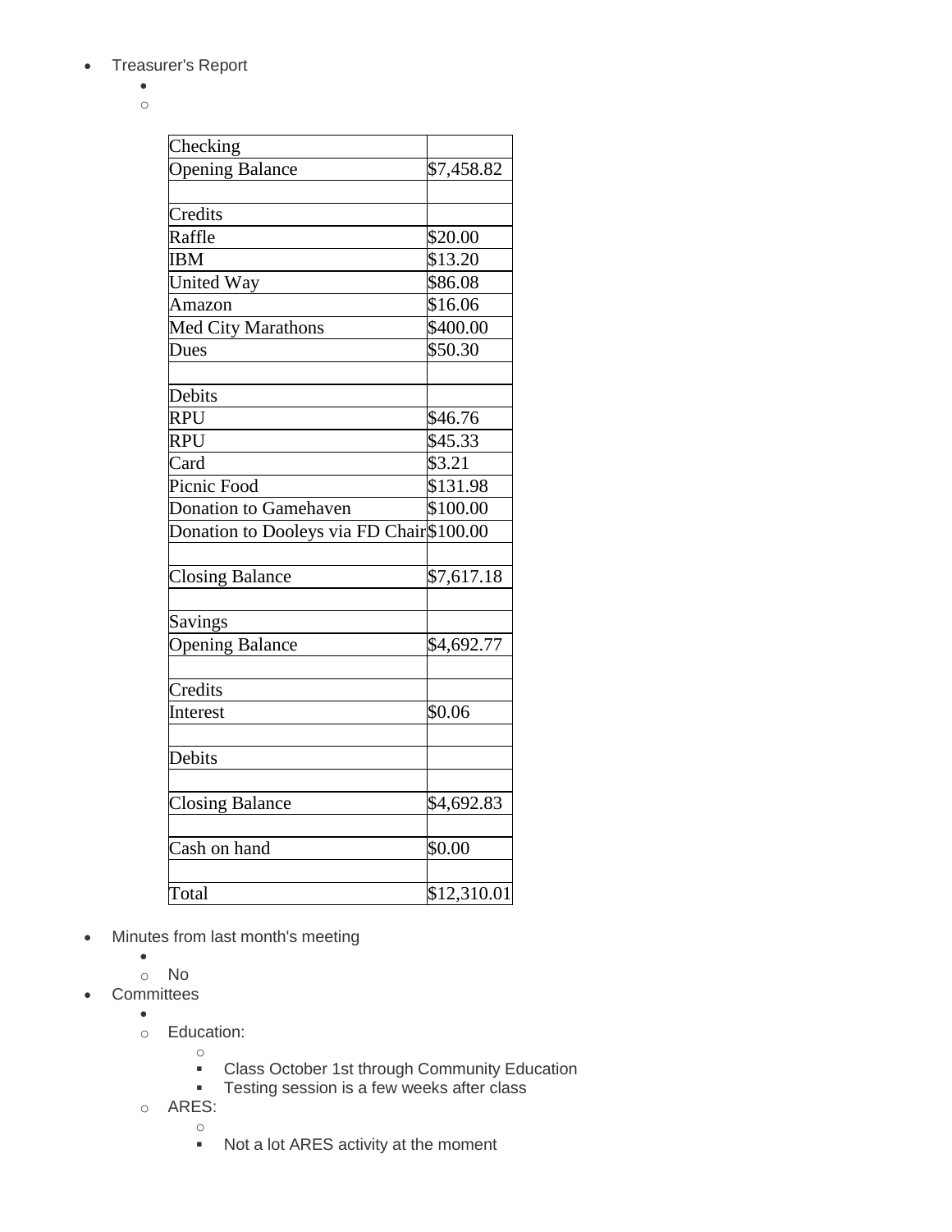- Treasurer's Report
  -
    -

| Checking | |
|---|---|
| Opening Balance | $7,458.82 |
| | |
| Credits | |
| Raffle | $20.00 |
| IBM | $13.20 |
| United Way | $86.08 |
| Amazon | $16.06 |
| Med City Marathons | $400.00 |
| Dues | $50.30 |
| | |
| Debits | |
| RPU | $46.76 |
| RPU | $45.33 |
| Card | $3.21 |
| Picnic Food | $131.98 |
| Donation to Gamehaven | $100.00 |
| Donation to Dooleys via FD Chair | $100.00 |
| | |
| Closing Balance | $7,617.18 |
| | |
| Savings | |
| Opening Balance | $4,692.77 |
| | |
| Credits | |
| Interest | $0.06 |
| | |
| Debits | |
| | |
| Closing Balance | $4,692.83 |
| | |
| Cash on hand | $0.00 |
| | |
| Total | $12,310.01 |

- Minutes from last month's meeting
  -
    - No
- Committees
  -
    - Education:
      -
        - Class October 1st through Community Education
        - Testing session is a few weeks after class
    - ARES:
      -
        - Not a lot ARES activity at the moment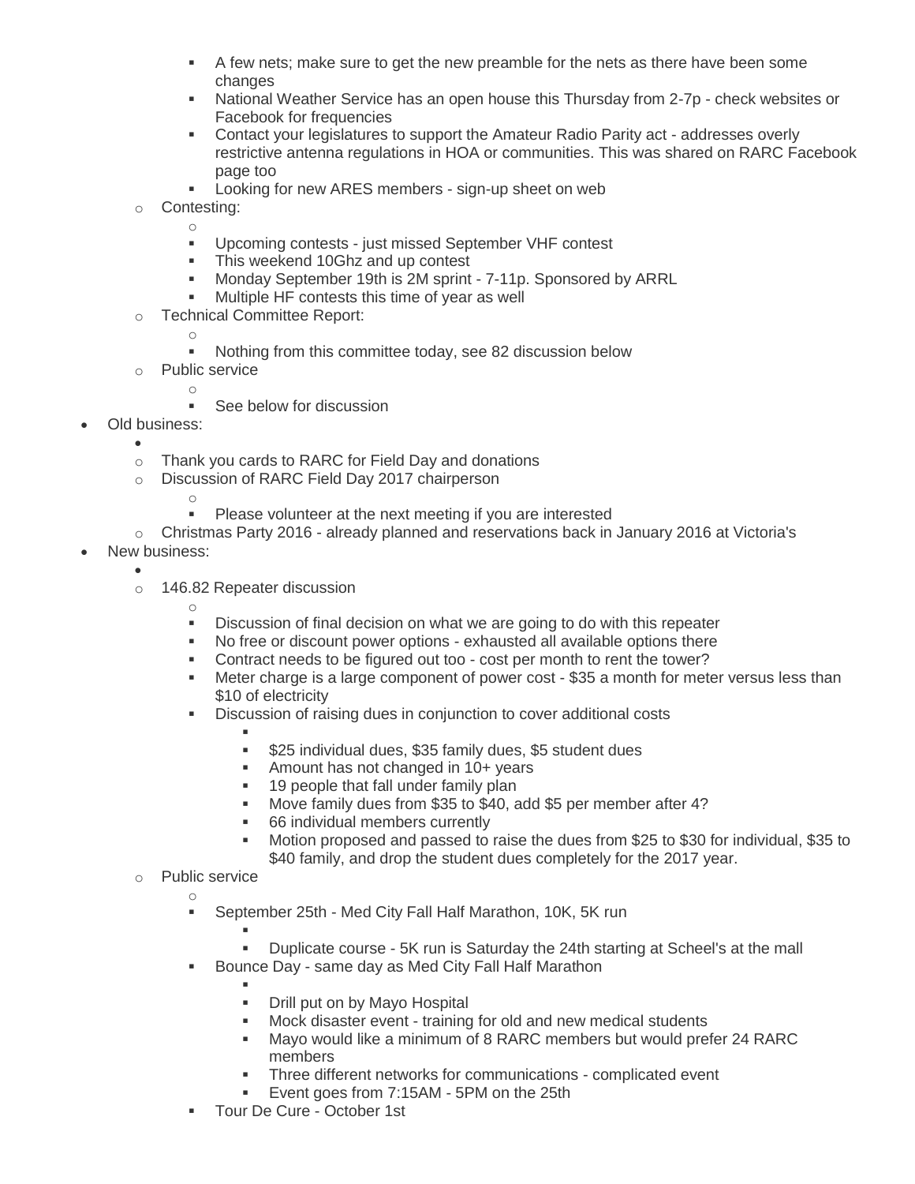- A few nets; make sure to get the new preamble for the nets as there have been some changes
        - National Weather Service has an open house this Thursday from 2-7p - check websites or Facebook for frequencies
        - Contact your legislatures to support the Amateur Radio Parity act - addresses overly restrictive antenna regulations in HOA or communities. This was shared on RARC Facebook page too
        - Looking for new ARES members - sign-up sheet on web
    - Contesting:
        - Upcoming contests - just missed September VHF contest
        - This weekend 10Ghz and up contest
        - Monday September 19th is 2M sprint - 7-11p. Sponsored by ARRL
        - Multiple HF contests this time of year as well
    - Technical Committee Report:
        - Nothing from this committee today, see 82 discussion below
    - Public service
        - See below for discussion
- Old business:
    - Thank you cards to RARC for Field Day and donations
    - Discussion of RARC Field Day 2017 chairperson
        - Please volunteer at the next meeting if you are interested
    - Christmas Party 2016 - already planned and reservations back in January 2016 at Victoria's
- New business:
    - 146.82 Repeater discussion
        - Discussion of final decision on what we are going to do with this repeater
        - No free or discount power options - exhausted all available options there
        - Contract needs to be figured out too - cost per month to rent the tower?
        - Meter charge is a large component of power cost - $35 a month for meter versus less than $10 of electricity
        - Discussion of raising dues in conjunction to cover additional costs
            - $25 individual dues, $35 family dues, $5 student dues
            - Amount has not changed in 10+ years
            - 19 people that fall under family plan
            - Move family dues from $35 to $40, add $5 per member after 4?
            - 66 individual members currently
            - Motion proposed and passed to raise the dues from $25 to $30 for individual, $35 to $40 family, and drop the student dues completely for the 2017 year.
    - Public service
        - September 25th - Med City Fall Half Marathon, 10K, 5K run
            - Duplicate course - 5K run is Saturday the 24th starting at Scheel's at the mall
        - Bounce Day - same day as Med City Fall Half Marathon
            - Drill put on by Mayo Hospital
            - Mock disaster event - training for old and new medical students
            - Mayo would like a minimum of 8 RARC members but would prefer 24 RARC members
            - Three different networks for communications - complicated event
            - Event goes from 7:15AM - 5PM on the 25th
        - Tour De Cure - October 1st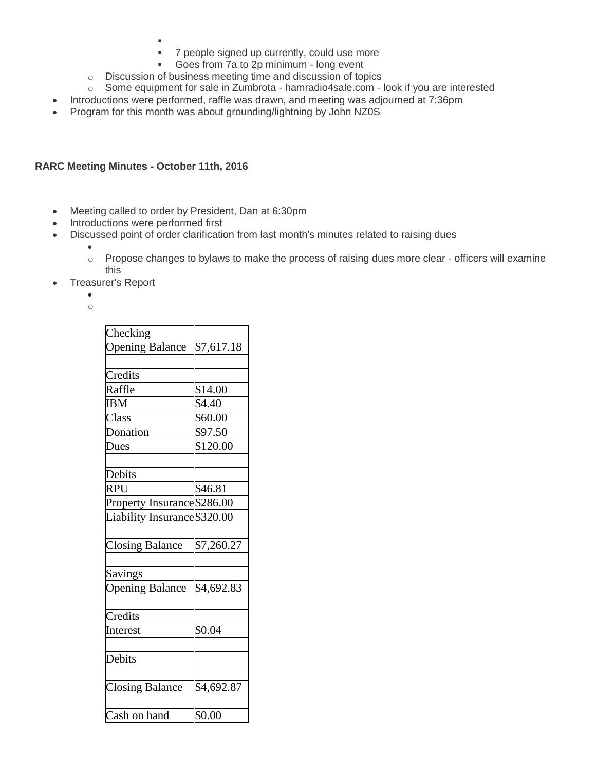- 
    - 
        - 
        - 7 people signed up currently, could use more
        - Goes from 7a to 2p minimum - long event
    - Discussion of business meeting time and discussion of topics
    - Some equipment for sale in Zumbrota - hamradio4sale.com - look if you are interested
- Introductions were performed, raffle was drawn, and meeting was adjourned at 7:36pm
- Program for this month was about grounding/lightning by John NZ0S

**RARC Meeting Minutes - October 11th, 2016**

- Meeting called to order by President, Dan at 6:30pm
- Introductions were performed first
- Discussed point of order clarification from last month's minutes related to raising dues
    - 
    - Propose changes to bylaws to make the process of raising dues more clear - officers will examine this
- Treasurer's Report
    - 
    - 

| Checking | |
|---|---|
| Opening Balance | $7,617.18 |
| | |
| Credits | |
| Raffle | $14.00 |
| IBM | $4.40 |
| Class | $60.00 |
| Donation | $97.50 |
| Dues | $120.00 |
| | |
| Debits | |
| RPU | $46.81 |
| Property Insurance | $286.00 |
| Liability Insurance | $320.00 |
| | |
| Closing Balance | $7,260.27 |
| | |
| Savings | |
| Opening Balance | $4,692.83 |
| | |
| Credits | |
| Interest | $0.04 |
| | |
| Debits | |
| | |
| Closing Balance | $4,692.87 |
| | |
| Cash on hand | $0.00 |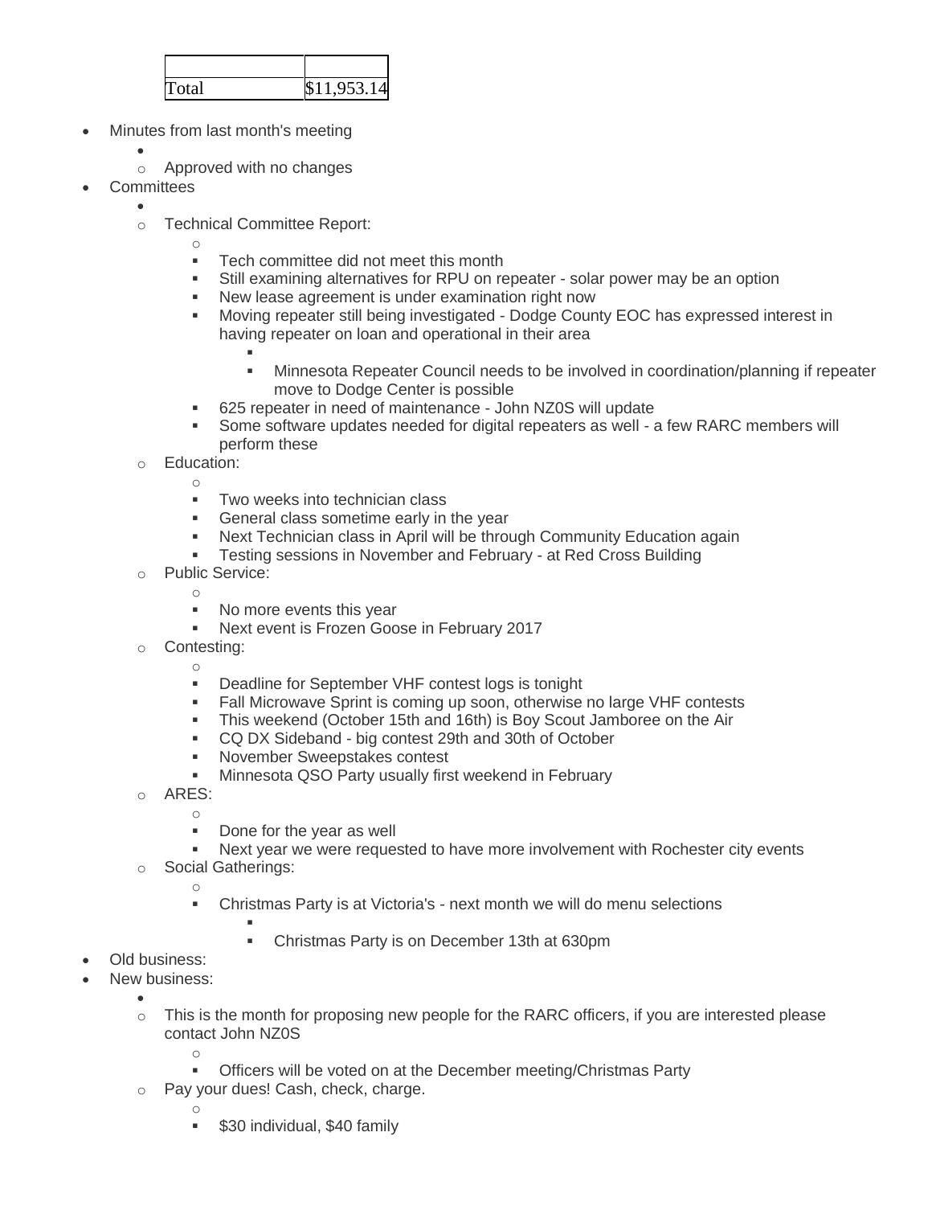| | |
|---|---|
| Total | $11,953.14 |

- Minutes from last month's meeting
  - Approved with no changes
- Committees
  - Technical Committee Report:
    - Tech committee did not meet this month
    - Still examining alternatives for RPU on repeater - solar power may be an option
    - New lease agreement is under examination right now
    - Moving repeater still being investigated - Dodge County EOC has expressed interest in having repeater on loan and operational in their area
      - Minnesota Repeater Council needs to be involved in coordination/planning if repeater move to Dodge Center is possible
    - 625 repeater in need of maintenance - John NZ0S will update
    - Some software updates needed for digital repeaters as well - a few RARC members will perform these
  - Education:
    - Two weeks into technician class
    - General class sometime early in the year
    - Next Technician class in April will be through Community Education again
    - Testing sessions in November and February - at Red Cross Building
  - Public Service:
    - No more events this year
    - Next event is Frozen Goose in February 2017
  - Contesting:
    - Deadline for September VHF contest logs is tonight
    - Fall Microwave Sprint is coming up soon, otherwise no large VHF contests
    - This weekend (October 15th and 16th) is Boy Scout Jamboree on the Air
    - CQ DX Sideband - big contest 29th and 30th of October
    - November Sweepstakes contest
    - Minnesota QSO Party usually first weekend in February
  - ARES:
    - Done for the year as well
    - Next year we were requested to have more involvement with Rochester city events
  - Social Gatherings:
    - Christmas Party is at Victoria's - next month we will do menu selections
      - Christmas Party is on December 13th at 630pm
- Old business:
- New business:
  - This is the month for proposing new people for the RARC officers, if you are interested please contact John NZ0S
    - Officers will be voted on at the December meeting/Christmas Party
  - Pay your dues! Cash, check, charge.
    - $30 individual, $40 family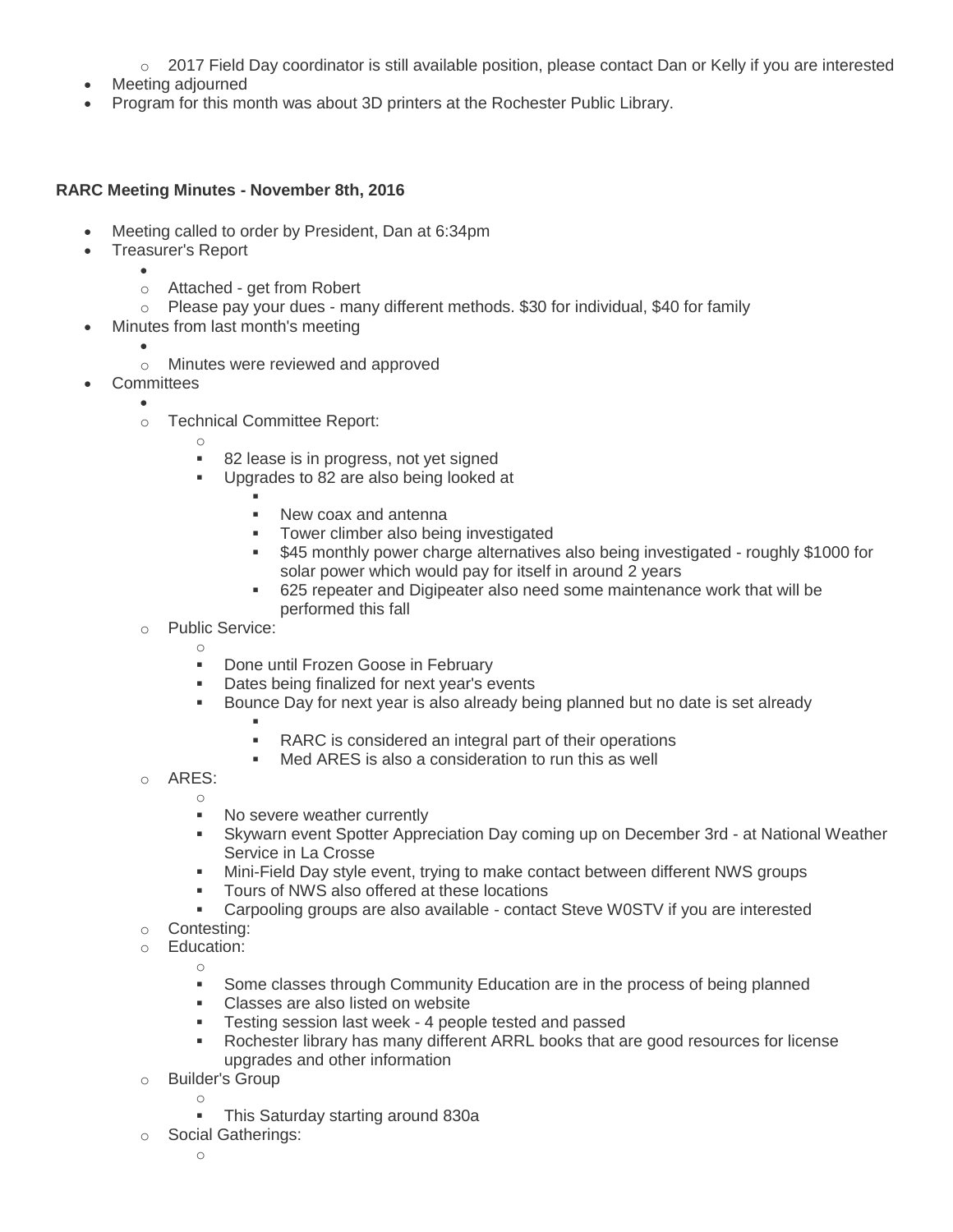- 2017 Field Day coordinator is still available position, please contact Dan or Kelly if you are interested
- Meeting adjourned
- Program for this month was about 3D printers at the Rochester Public Library.

**RARC Meeting Minutes - November 8th, 2016**

- Meeting called to order by President, Dan at 6:34pm
- Treasurer's Report
    - Attached - get from Robert
    - Please pay your dues - many different methods. $30 for individual, $40 for family
- Minutes from last month's meeting
    - Minutes were reviewed and approved
- Committees
    - Technical Committee Report:
        - 82 lease is in progress, not yet signed
        - Upgrades to 82 are also being looked at
            - New coax and antenna
            - Tower climber also being investigated
            - $45 monthly power charge alternatives also being investigated - roughly $1000 for solar power which would pay for itself in around 2 years
            - 625 repeater and Digipeater also need some maintenance work that will be performed this fall
    - Public Service:
        - Done until Frozen Goose in February
        - Dates being finalized for next year's events
        - Bounce Day for next year is also already being planned but no date is set already
            - RARC is considered an integral part of their operations
            - Med ARES is also a consideration to run this as well
    - ARES:
        - No severe weather currently
        - Skywarn event Spotter Appreciation Day coming up on December 3rd - at National Weather Service in La Crosse
        - Mini-Field Day style event, trying to make contact between different NWS groups
        - Tours of NWS also offered at these locations
        - Carpooling groups are also available - contact Steve W0STV if you are interested
    - Contesting:
    - Education:
        - Some classes through Community Education are in the process of being planned
        - Classes are also listed on website
        - Testing session last week - 4 people tested and passed
        - Rochester library has many different ARRL books that are good resources for license upgrades and other information
    - Builder's Group
        - This Saturday starting around 830a
    - Social Gatherings: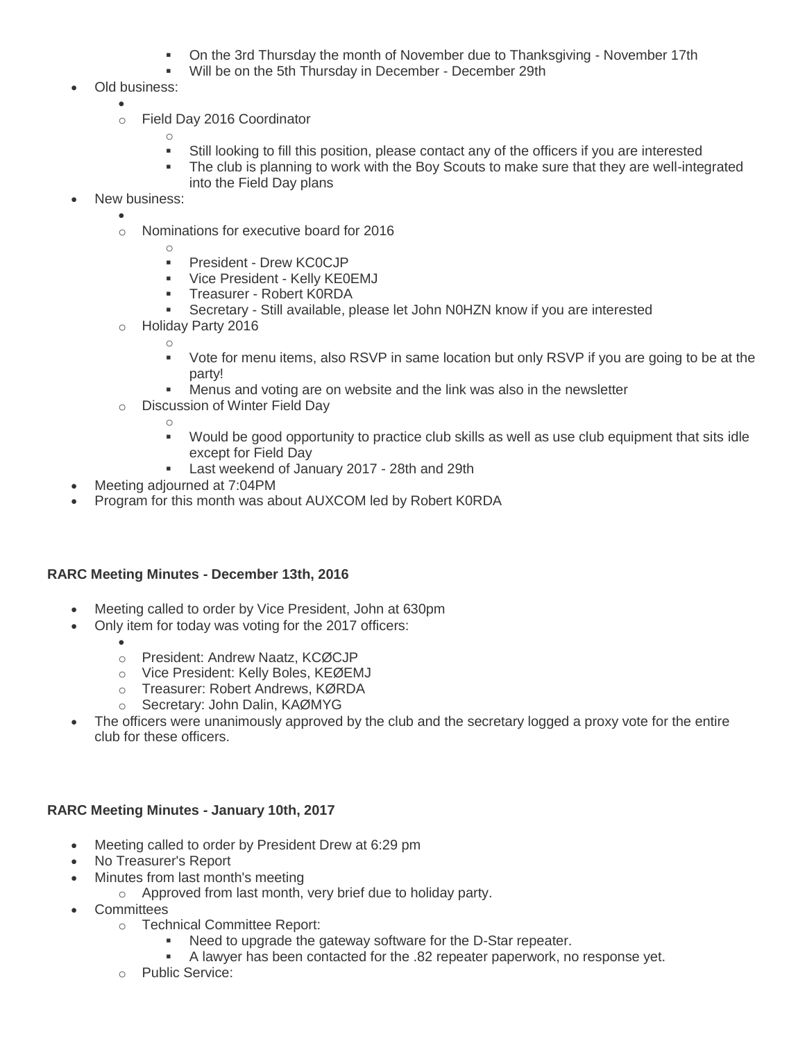- On the 3rd Thursday the month of November due to Thanksgiving - November 17th
    - Will be on the 5th Thursday in December - December 29th
- Old business:
  - Field Day 2016 Coordinator
    - Still looking to fill this position, please contact any of the officers if you are interested
    - The club is planning to work with the Boy Scouts to make sure that they are well-integrated into the Field Day plans
- New business:
  - Nominations for executive board for 2016
    - President - Drew KC0CJP
    - Vice President - Kelly KE0EMJ
    - Treasurer - Robert K0RDA
    - Secretary - Still available, please let John N0HZN know if you are interested
  - Holiday Party 2016
    - Vote for menu items, also RSVP in same location but only RSVP if you are going to be at the party!
    - Menus and voting are on website and the link was also in the newsletter
  - Discussion of Winter Field Day
    - Would be good opportunity to practice club skills as well as use club equipment that sits idle except for Field Day
    - Last weekend of January 2017 - 28th and 29th
- Meeting adjourned at 7:04PM
- Program for this month was about AUXCOM led by Robert K0RDA

**RARC Meeting Minutes - December 13th, 2016**

- Meeting called to order by Vice President, John at 630pm
- Only item for today was voting for the 2017 officers:
  - President: Andrew Naatz, KCØCJP
  - Vice President: Kelly Boles, KEØEMJ
  - Treasurer: Robert Andrews, KØRDA
  - Secretary: John Dalin, KAØMYG
- The officers were unanimously approved by the club and the secretary logged a proxy vote for the entire club for these officers.

**RARC Meeting Minutes - January 10th, 2017**

- Meeting called to order by President Drew at 6:29 pm
- No Treasurer's Report
- Minutes from last month's meeting
  - Approved from last month, very brief due to holiday party.
- Committees
  - Technical Committee Report:
    - Need to upgrade the gateway software for the D-Star repeater.
    - A lawyer has been contacted for the .82 repeater paperwork, no response yet.
  - Public Service: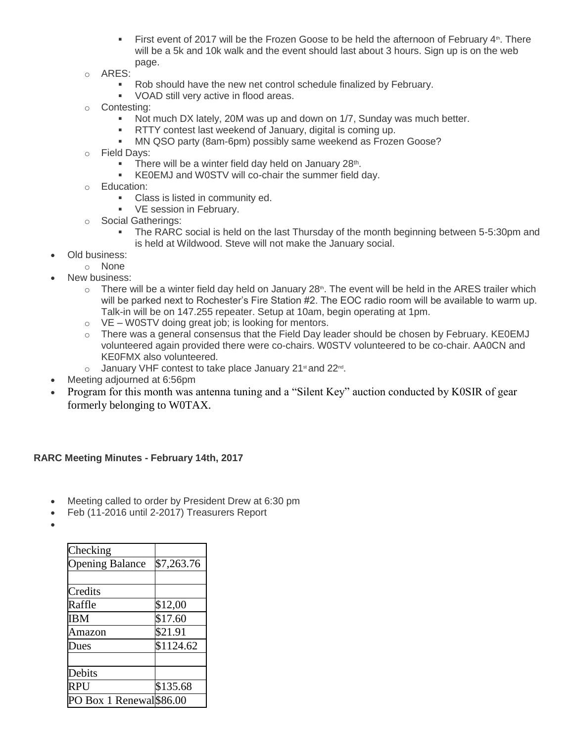- First event of 2017 will be the Frozen Goose to be held the afternoon of February 4th. There will be a 5k and 10k walk and the event should last about 3 hours. Sign up is on the web page.
    - ARES:
        - Rob should have the new net control schedule finalized by February.
        - VOAD still very active in flood areas.
    - Contesting:
        - Not much DX lately, 20M was up and down on 1/7, Sunday was much better.
        - RTTY contest last weekend of January, digital is coming up.
        - MN QSO party (8am-6pm) possibly same weekend as Frozen Goose?
    - Field Days:
        - There will be a winter field day held on January 28th.
        - KE0EMJ and W0STV will co-chair the summer field day.
    - Education:
        - Class is listed in community ed.
        - VE session in February.
    - Social Gatherings:
        - The RARC social is held on the last Thursday of the month beginning between 5-5:30pm and is held at Wildwood. Steve will not make the January social.
- Old business:
    - None
- New business:
    - There will be a winter field day held on January 28th. The event will be held in the ARES trailer which will be parked next to Rochester's Fire Station #2. The EOC radio room will be available to warm up. Talk-in will be on 147.255 repeater. Setup at 10am, begin operating at 1pm.
    - VE – W0STV doing great job; is looking for mentors.
    - There was a general consensus that the Field Day leader should be chosen by February. KE0EMJ volunteered again provided there were co-chairs. W0STV volunteered to be co-chair. AA0CN and KE0FMX also volunteered.
    - January VHF contest to take place January 21st and 22nd.
- Meeting adjourned at 6:56pm
- Program for this month was antenna tuning and a "Silent Key" auction conducted by K0SIR of gear formerly belonging to W0TAX.

**RARC Meeting Minutes - February 14th, 2017**

- Meeting called to order by President Drew at 6:30 pm
- Feb (11-2016 until 2-2017) Treasurers Report
- 

| Checking | |
|---|---|
| Opening Balance | $7,263.76 |
| | |
| Credits | |
| Raffle | $12,00 |
| IBM | $17.60 |
| Amazon | $21.91 |
| Dues | $1124.62 |
| | |
| Debits | |
| RPU | $135.68 |
| PO Box 1 Renewal | $86.00 |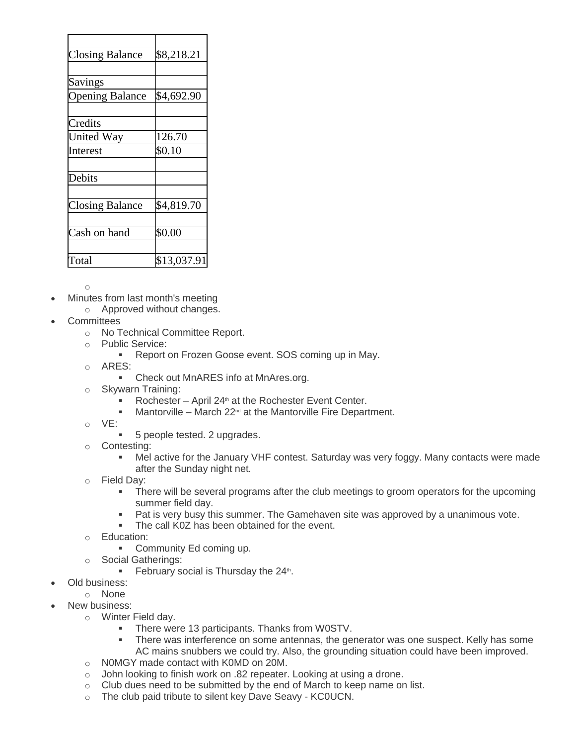| | |
|---|---|
| Closing Balance | $8,218.21 |
| | |
| Savings | |
| Opening Balance | $4,692.90 |
| | |
| Credits | |
| United Way | 126.70 |
| Interest | $0.10 |
| | |
| Debits | |
| | |
| Closing Balance | $4,819.70 |
| | |
| Cash on hand | $0.00 |
| | |
| Total | $13,037.91 |

- Minutes from last month's meeting
  - Approved without changes.
- Committees
  - No Technical Committee Report.
  - Public Service:
    - Report on Frozen Goose event. SOS coming up in May.
  - ARES:
    - Check out MnARES info at MnAres.org.
  - Skywarn Training:
    - Rochester – April 24th at the Rochester Event Center.
    - Mantorville – March 22nd at the Mantorville Fire Department.
  - VE:
    - 5 people tested. 2 upgrades.
  - Contesting:
    - Mel active for the January VHF contest. Saturday was very foggy. Many contacts were made after the Sunday night net.
  - Field Day:
    - There will be several programs after the club meetings to groom operators for the upcoming summer field day.
    - Pat is very busy this summer. The Gamehaven site was approved by a unanimous vote.
    - The call K0Z has been obtained for the event.
  - Education:
    - Community Ed coming up.
  - Social Gatherings:
    - February social is Thursday the 24th.
- Old business:
  - None
- New business:
  - Winter Field day.
    - There were 13 participants. Thanks from W0STV.
    - There was interference on some antennas, the generator was one suspect. Kelly has some AC mains snubbers we could try. Also, the grounding situation could have been improved.
  - N0MGY made contact with K0MD on 20M.
  - John looking to finish work on .82 repeater. Looking at using a drone.
  - Club dues need to be submitted by the end of March to keep name on list.
  - The club paid tribute to silent key Dave Seavy - KC0UCN.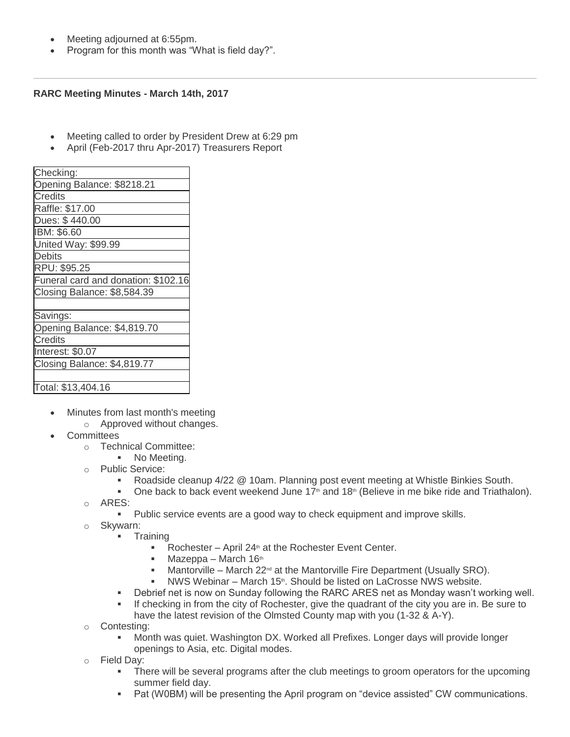- Meeting adjourned at 6:55pm.
- Program for this month was "What is field day?".

---

**RARC Meeting Minutes - March 14th, 2017**

- Meeting called to order by President Drew at 6:29 pm
- April (Feb-2017 thru Apr-2017) Treasurers Report

| Checking: |
|---|
| Opening Balance: $8218.21 |
| Credits |
| Raffle: $17.00 |
| Dues: $ 440.00 |
| IBM: $6.60 |
| United Way: $99.99 |
| Debits |
| RPU: $95.25 |
| Funeral card and donation: $102.16 |
| Closing Balance: $8,584.39 |
| |
| Savings: |
| Opening Balance: $4,819.70 |
| Credits |
| Interest: $0.07 |
| Closing Balance: $4,819.77 |
| |
| Total: $13,404.16 |

- Minutes from last month's meeting
  - Approved without changes.
- Committees
  - Technical Committee:
    - No Meeting.
  - Public Service:
    - Roadside cleanup 4/22 @ 10am. Planning post event meeting at Whistle Binkies South.
    - One back to back event weekend June 17th and 18th (Believe in me bike ride and Triathalon).
  - ARES:
    - Public service events are a good way to check equipment and improve skills.
  - Skywarn:
    - Training
      - Rochester – April 24th at the Rochester Event Center.
      - Mazeppa – March 16th
      - Mantorville – March 22nd at the Mantorville Fire Department (Usually SRO).
      - NWS Webinar – March 15th. Should be listed on LaCrosse NWS website.
    - Debrief net is now on Sunday following the RARC ARES net as Monday wasn't working well.
    - If checking in from the city of Rochester, give the quadrant of the city you are in. Be sure to have the latest revision of the Olmsted County map with you (1-32 & A-Y).
  - Contesting:
    - Month was quiet. Washington DX. Worked all Prefixes. Longer days will provide longer openings to Asia, etc. Digital modes.
  - Field Day:
    - There will be several programs after the club meetings to groom operators for the upcoming summer field day.
    - Pat (W0BM) will be presenting the April program on "device assisted" CW communications.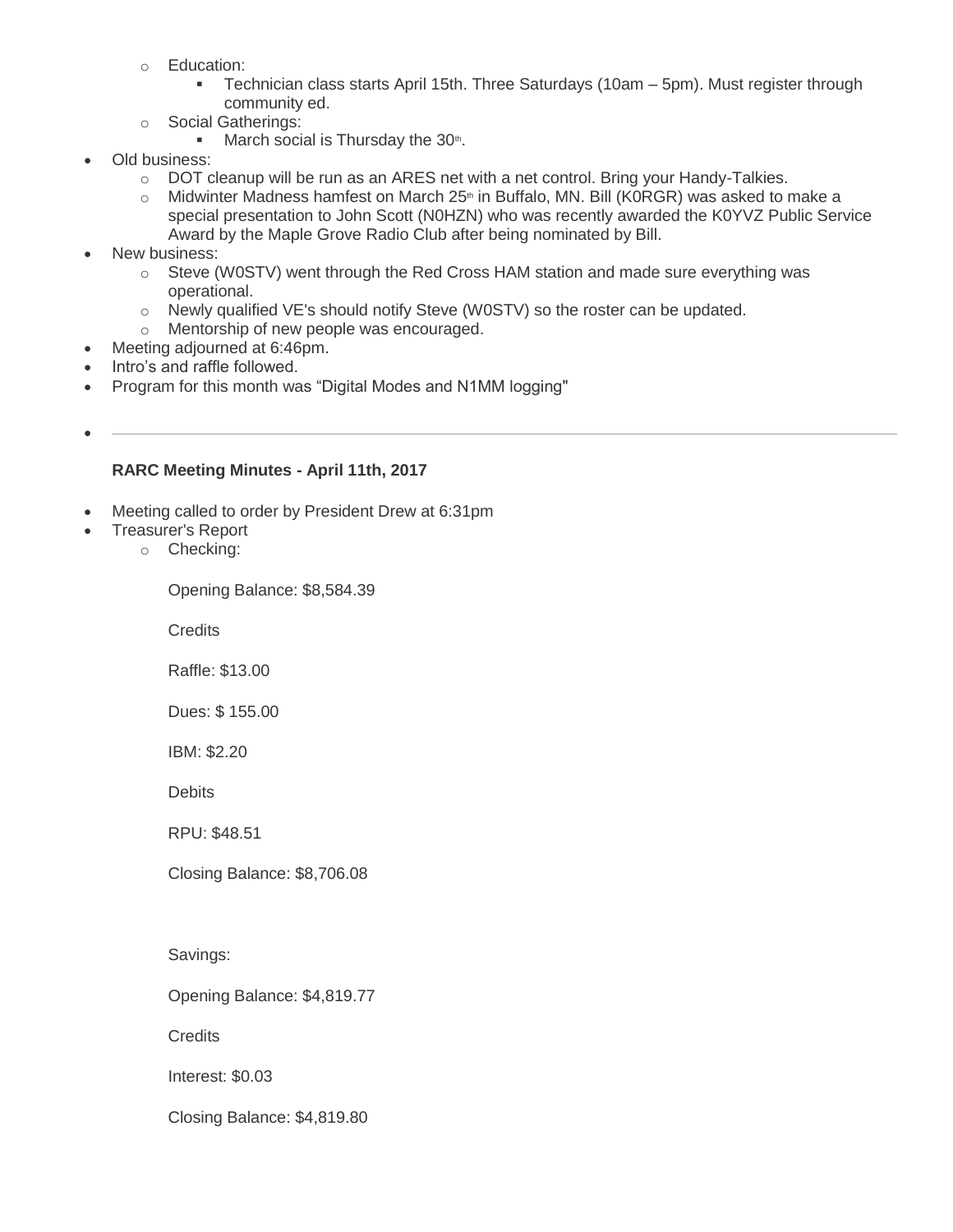- Education:
  - Technician class starts April 15th. Three Saturdays (10am – 5pm). Must register through community ed.
- Social Gatherings:
  - March social is Thursday the 30th.

- Old business:
  - DOT cleanup will be run as an ARES net with a net control. Bring your Handy-Talkies.
  - Midwinter Madness hamfest on March 25th in Buffalo, MN. Bill (K0RGR) was asked to make a special presentation to John Scott (N0HZN) who was recently awarded the K0YVZ Public Service Award by the Maple Grove Radio Club after being nominated by Bill.
- New business:
  - Steve (W0STV) went through the Red Cross HAM station and made sure everything was operational.
  - Newly qualified VE's should notify Steve (W0STV) so the roster can be updated.
  - Mentorship of new people was encouraged.
- Meeting adjourned at 6:46pm.
- Intro's and raffle followed.
- Program for this month was "Digital Modes and N1MM logging"

---

**RARC Meeting Minutes - April 11th, 2017**

- Meeting called to order by President Drew at 6:31pm
- Treasurer's Report
  - Checking:

    Opening Balance: $8,584.39

    Credits

    Raffle: $13.00

    Dues: $ 155.00

    IBM: $2.20

    Debits

    RPU: $48.51

    Closing Balance: $8,706.08

    Savings:

    Opening Balance: $4,819.77

    Credits

    Interest: $0.03

    Closing Balance: $4,819.80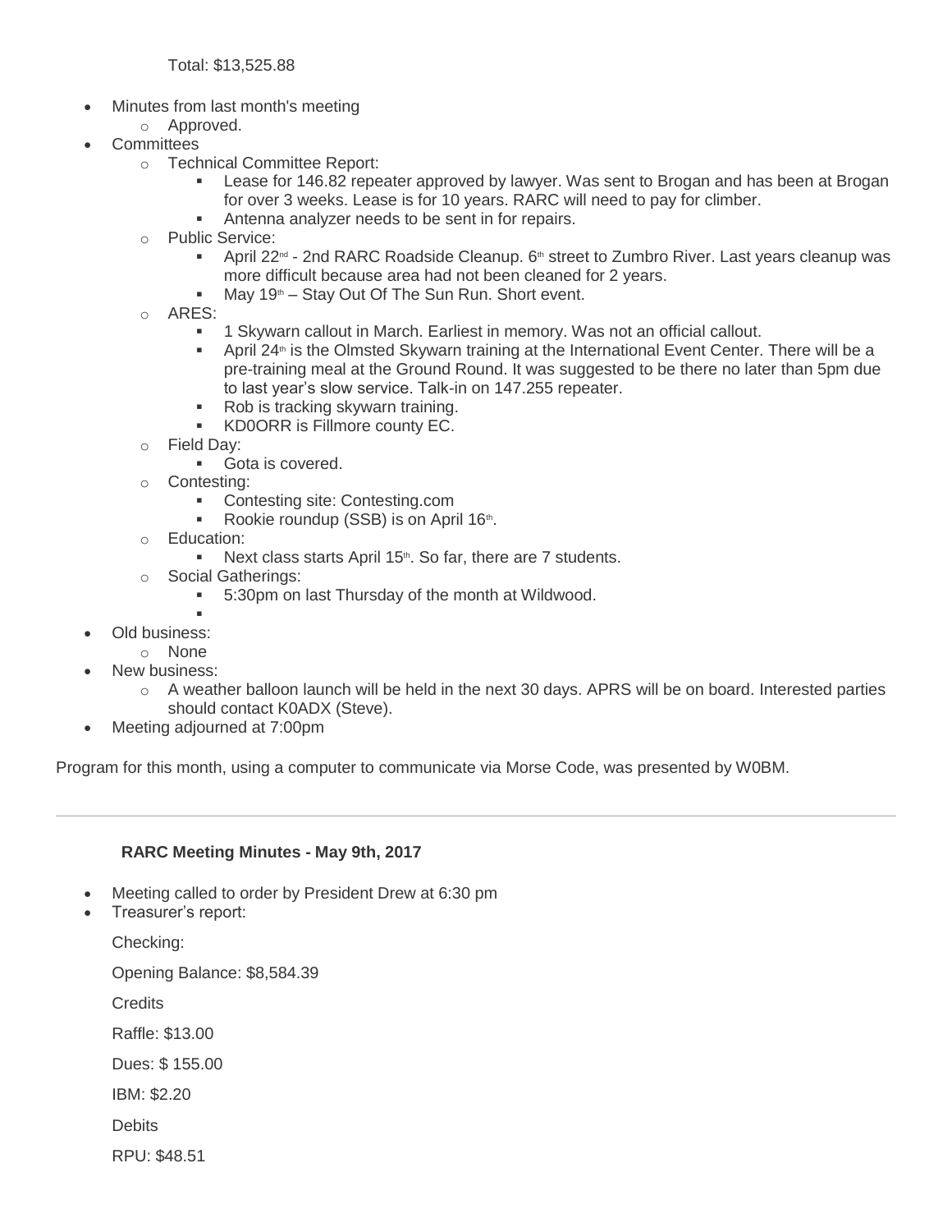Total: $13,525.88

- Minutes from last month's meeting
  - Approved.
- Committees
  - Technical Committee Report:
    - Lease for 146.82 repeater approved by lawyer. Was sent to Brogan and has been at Brogan for over 3 weeks. Lease is for 10 years. RARC will need to pay for climber.
    - Antenna analyzer needs to be sent in for repairs.
  - Public Service:
    - April 22nd - 2nd RARC Roadside Cleanup. 6th street to Zumbro River. Last years cleanup was more difficult because area had not been cleaned for 2 years.
    - May 19th – Stay Out Of The Sun Run. Short event.
  - ARES:
    - 1 Skywarn callout in March. Earliest in memory. Was not an official callout.
    - April 24th is the Olmsted Skywarn training at the International Event Center. There will be a pre-training meal at the Ground Round. It was suggested to be there no later than 5pm due to last year's slow service. Talk-in on 147.255 repeater.
    - Rob is tracking skywarn training.
    - KD0ORR is Fillmore county EC.
  - Field Day:
    - Gota is covered.
  - Contesting:
    - Contesting site: Contesting.com
    - Rookie roundup (SSB) is on April 16th.
  - Education:
    - Next class starts April 15th. So far, there are 7 students.
  - Social Gatherings:
    - 5:30pm on last Thursday of the month at Wildwood.
- Old business:
  - None
- New business:
  - A weather balloon launch will be held in the next 30 days. APRS will be on board. Interested parties should contact K0ADX (Steve).
- Meeting adjourned at 7:00pm

Program for this month, using a computer to communicate via Morse Code, was presented by W0BM.

---

**RARC Meeting Minutes - May 9th, 2017**

- Meeting called to order by President Drew at 6:30 pm
- Treasurer's report:

  Checking:

  Opening Balance: $8,584.39

  Credits

  Raffle: $13.00

  Dues: $ 155.00

  IBM: $2.20

  Debits

  RPU: $48.51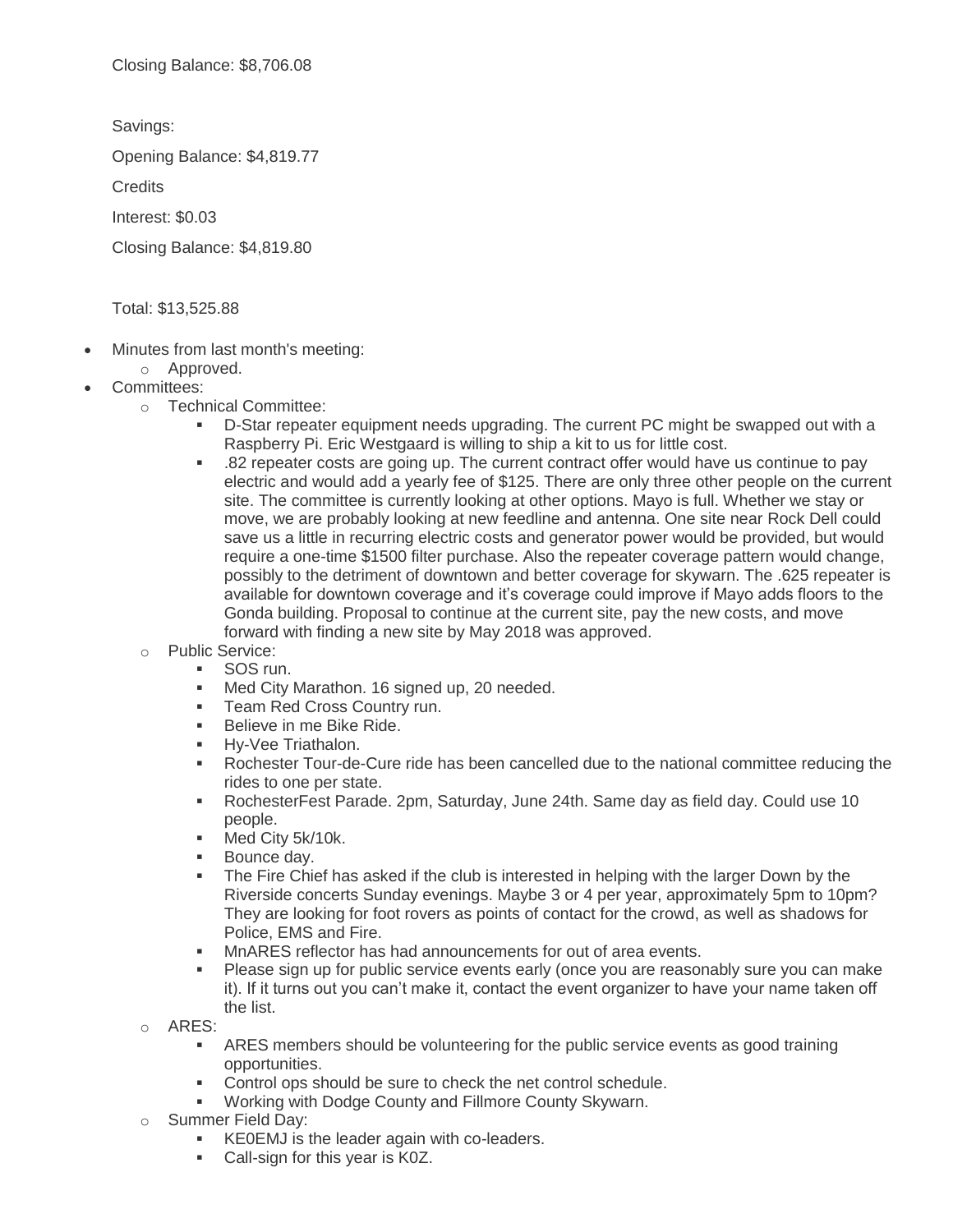Closing Balance: $8,706.08

Savings:

Opening Balance: $4,819.77

Credits

Interest: $0.03

Closing Balance: $4,819.80

Total: $13,525.88

- Minutes from last month's meeting:
  - Approved.
- Committees:
  - Technical Committee:
    - D-Star repeater equipment needs upgrading. The current PC might be swapped out with a Raspberry Pi. Eric Westgaard is willing to ship a kit to us for little cost.
    - .82 repeater costs are going up. The current contract offer would have us continue to pay electric and would add a yearly fee of $125. There are only three other people on the current site. The committee is currently looking at other options. Mayo is full. Whether we stay or move, we are probably looking at new feedline and antenna. One site near Rock Dell could save us a little in recurring electric costs and generator power would be provided, but would require a one-time $1500 filter purchase. Also the repeater coverage pattern would change, possibly to the detriment of downtown and better coverage for skywarn. The .625 repeater is available for downtown coverage and it's coverage could improve if Mayo adds floors to the Gonda building. Proposal to continue at the current site, pay the new costs, and move forward with finding a new site by May 2018 was approved.
  - Public Service:
    - SOS run.
    - Med City Marathon. 16 signed up, 20 needed.
    - Team Red Cross Country run.
    - Believe in me Bike Ride.
    - Hy-Vee Triathalon.
    - Rochester Tour-de-Cure ride has been cancelled due to the national committee reducing the rides to one per state.
    - RochesterFest Parade. 2pm, Saturday, June 24th. Same day as field day. Could use 10 people.
    - Med City 5k/10k.
    - Bounce day.
    - The Fire Chief has asked if the club is interested in helping with the larger Down by the Riverside concerts Sunday evenings. Maybe 3 or 4 per year, approximately 5pm to 10pm? They are looking for foot rovers as points of contact for the crowd, as well as shadows for Police, EMS and Fire.
    - MnARES reflector has had announcements for out of area events.
    - Please sign up for public service events early (once you are reasonably sure you can make it). If it turns out you can't make it, contact the event organizer to have your name taken off the list.
  - ARES:
    - ARES members should be volunteering for the public service events as good training opportunities.
    - Control ops should be sure to check the net control schedule.
    - Working with Dodge County and Fillmore County Skywarn.
  - Summer Field Day:
    - KE0EMJ is the leader again with co-leaders.
    - Call-sign for this year is K0Z.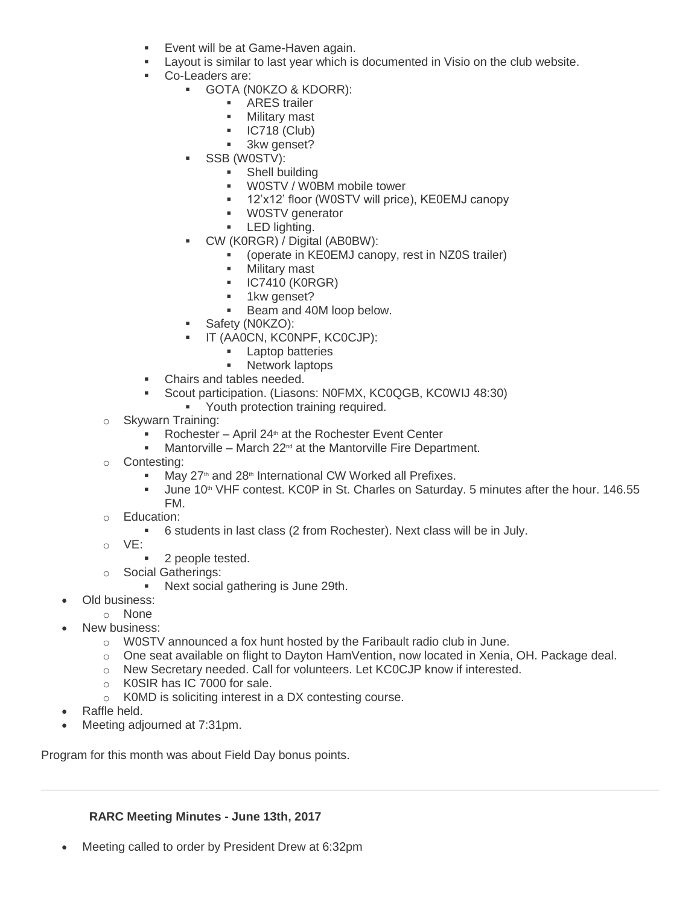- Event will be at Game-Haven again.
        - Layout is similar to last year which is documented in Visio on the club website.
        - Co-Leaders are:
            - GOTA (N0KZO & KDORR):
                - ARES trailer
                - Military mast
                - IC718 (Club)
                - 3kw genset?
            - SSB (W0STV):
                - Shell building
                - W0STV / W0BM mobile tower
                - 12'x12' floor (W0STV will price), KE0EMJ canopy
                - W0STV generator
                - LED lighting.
            - CW (K0RGR) / Digital (AB0BW):
                - (operate in KE0EMJ canopy, rest in NZ0S trailer)
                - Military mast
                - IC7410 (K0RGR)
                - 1kw genset?
                - Beam and 40M loop below.
            - Safety (N0KZO):
            - IT (AA0CN, KC0NPF, KC0CJP):
                - Laptop batteries
                - Network laptops
        - Chairs and tables needed.
        - Scout participation. (Liasons: N0FMX, KC0QGB, KC0WIJ 48:30)
            - Youth protection training required.
    - Skywarn Training:
        - Rochester – April 24th at the Rochester Event Center
        - Mantorville – March 22nd at the Mantorville Fire Department.
    - Contesting:
        - May 27th and 28th International CW Worked all Prefixes.
        - June 10th VHF contest. KC0P in St. Charles on Saturday. 5 minutes after the hour. 146.55 FM.
    - Education:
        - 6 students in last class (2 from Rochester). Next class will be in July.
    - VE:
        - 2 people tested.
    - Social Gatherings:
        - Next social gathering is June 29th.
- Old business:
    - None
- New business:
    - W0STV announced a fox hunt hosted by the Faribault radio club in June.
    - One seat available on flight to Dayton HamVention, now located in Xenia, OH. Package deal.
    - New Secretary needed. Call for volunteers. Let KC0CJP know if interested.
    - K0SIR has IC 7000 for sale.
    - K0MD is soliciting interest in a DX contesting course.
- Raffle held.
- Meeting adjourned at 7:31pm.

Program for this month was about Field Day bonus points.

---

**RARC Meeting Minutes - June 13th, 2017**

- Meeting called to order by President Drew at 6:32pm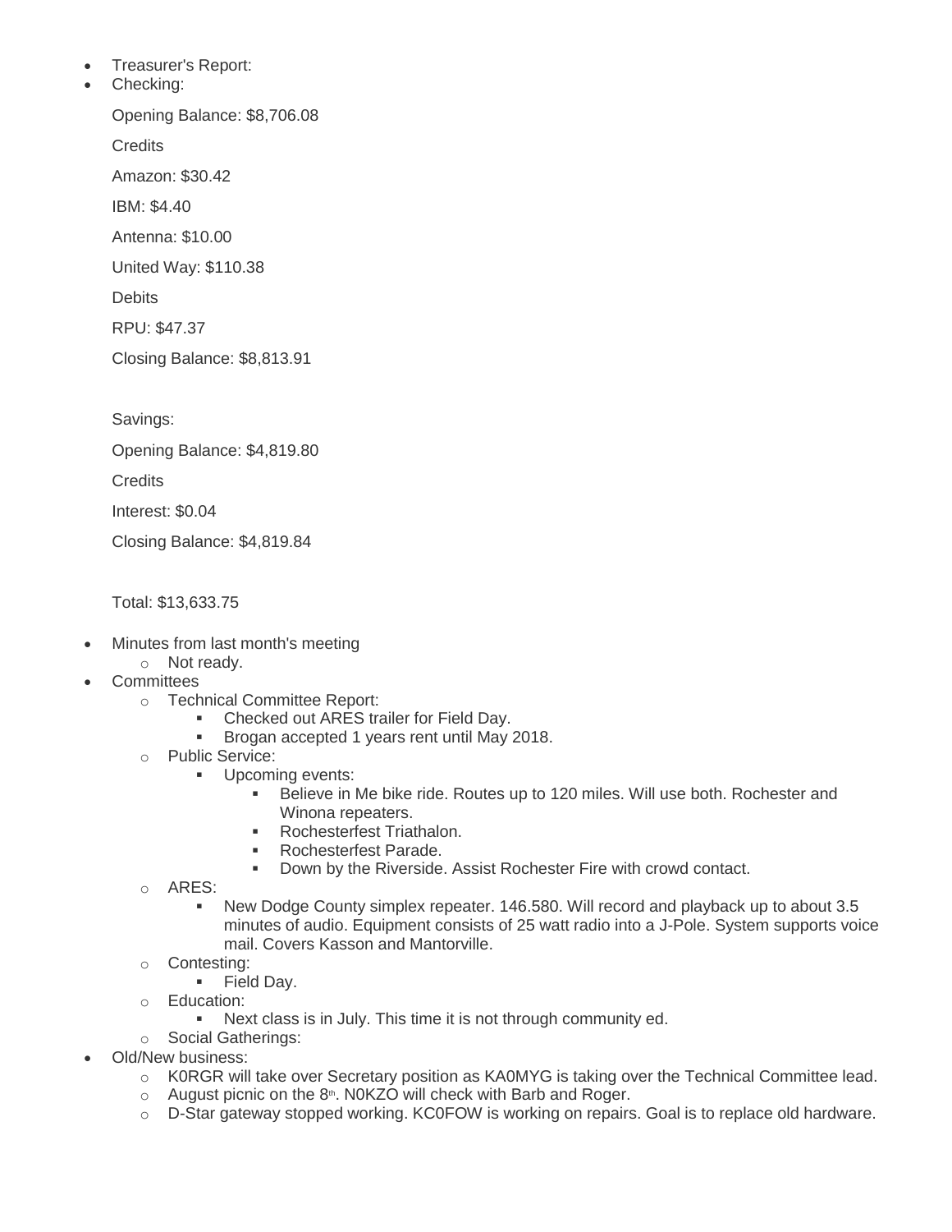- Treasurer's Report:
- Checking:

  Opening Balance: $8,706.08

  Credits

  Amazon: $30.42

  IBM: $4.40

  Antenna: $10.00

  United Way: $110.38

  Debits

  RPU: $47.37

  Closing Balance: $8,813.91

  Savings:

  Opening Balance: $4,819.80

  Credits

  Interest: $0.04

  Closing Balance: $4,819.84

  Total: $13,633.75

- Minutes from last month's meeting
  - Not ready.
- Committees
  - Technical Committee Report:
    - Checked out ARES trailer for Field Day.
    - Brogan accepted 1 years rent until May 2018.
  - Public Service:
    - Upcoming events:
      - Believe in Me bike ride. Routes up to 120 miles. Will use both. Rochester and Winona repeaters.
      - Rochesterfest Triathalon.
      - Rochesterfest Parade.
      - Down by the Riverside. Assist Rochester Fire with crowd contact.
  - ARES:
    - New Dodge County simplex repeater. 146.580. Will record and playback up to about 3.5 minutes of audio. Equipment consists of 25 watt radio into a J-Pole. System supports voice mail. Covers Kasson and Mantorville.
  - Contesting:
    - Field Day.
  - Education:
    - Next class is in July. This time it is not through community ed.
  - Social Gatherings:
- Old/New business:
  - K0RGR will take over Secretary position as KA0MYG is taking over the Technical Committee lead.
  - August picnic on the 8th. N0KZO will check with Barb and Roger.
  - D-Star gateway stopped working. KC0FOW is working on repairs. Goal is to replace old hardware.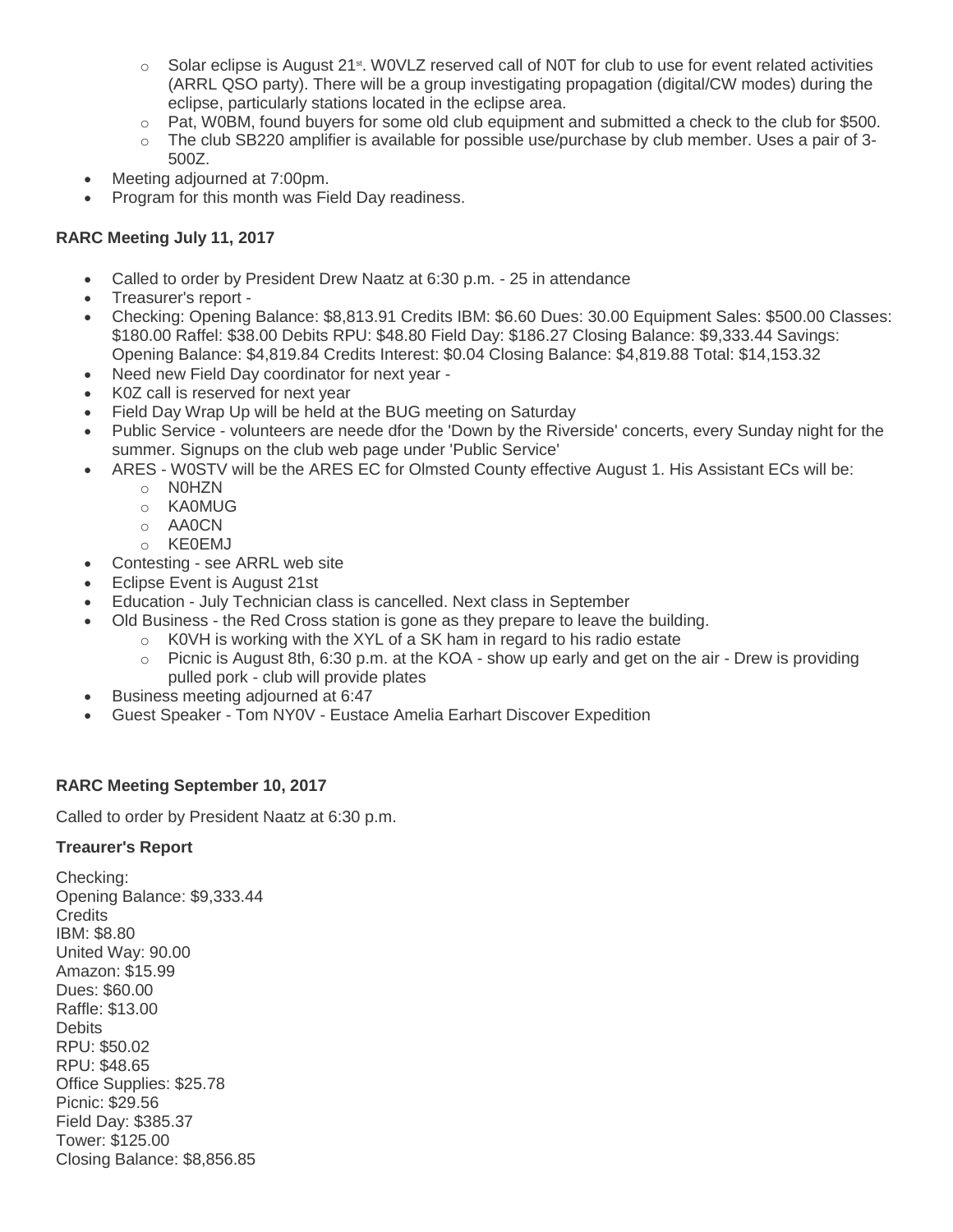- Solar eclipse is August 21st. W0VLZ reserved call of N0T for club to use for event related activities (ARRL QSO party). There will be a group investigating propagation (digital/CW modes) during the eclipse, particularly stations located in the eclipse area.
    - Pat, W0BM, found buyers for some old club equipment and submitted a check to the club for $500.
    - The club SB220 amplifier is available for possible use/purchase by club member. Uses a pair of 3-500Z.
- Meeting adjourned at 7:00pm.
- Program for this month was Field Day readiness.

**RARC Meeting July 11, 2017**

- Called to order by President Drew Naatz at 6:30 p.m. - 25 in attendance
- Treasurer's report -
- Checking: Opening Balance: $8,813.91 Credits IBM: $6.60 Dues: 30.00 Equipment Sales: $500.00 Classes: $180.00 Raffel: $38.00 Debits RPU: $48.80 Field Day: $186.27 Closing Balance: $9,333.44 Savings: Opening Balance: $4,819.84 Credits Interest: $0.04 Closing Balance: $4,819.88 Total: $14,153.32
- Need new Field Day coordinator for next year -
- K0Z call is reserved for next year
- Field Day Wrap Up will be held at the BUG meeting on Saturday
- Public Service - volunteers are neede dfor the 'Down by the Riverside' concerts, every Sunday night for the summer. Signups on the club web page under 'Public Service'
- ARES - W0STV will be the ARES EC for Olmsted County effective August 1. His Assistant ECs will be:
    - N0HZN
    - KA0MUG
    - AA0CN
    - KE0EMJ
- Contesting - see ARRL web site
- Eclipse Event is August 21st
- Education - July Technician class is cancelled. Next class in September
- Old Business - the Red Cross station is gone as they prepare to leave the building.
    - K0VH is working with the XYL of a SK ham in regard to his radio estate
    - Picnic is August 8th, 6:30 p.m. at the KOA - show up early and get on the air - Drew is providing pulled pork - club will provide plates
- Business meeting adjourned at 6:47
- Guest Speaker - Tom NY0V - Eustace Amelia Earhart Discover Expedition

**RARC Meeting September 10, 2017**

Called to order by President Naatz at 6:30 p.m.

**Treaurer's Report**

Checking:
Opening Balance: $9,333.44
Credits
IBM: $8.80
United Way: 90.00
Amazon: $15.99
Dues: $60.00
Raffle: $13.00
Debits
RPU: $50.02
RPU: $48.65
Office Supplies: $25.78
Picnic: $29.56
Field Day: $385.37
Tower: $125.00
Closing Balance: $8,856.85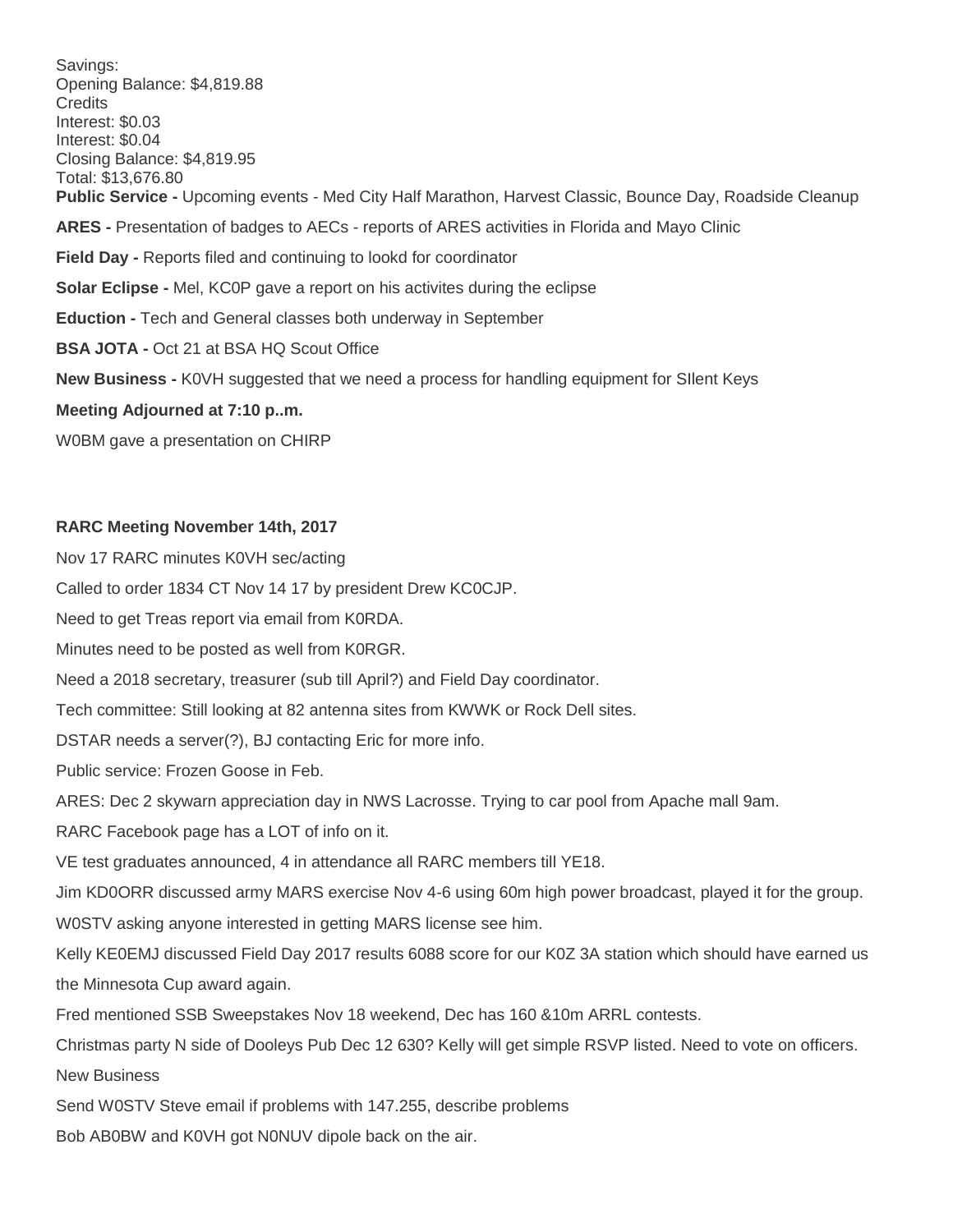Savings:
Opening Balance: $4,819.88
Credits
Interest: $0.03
Interest: $0.04
Closing Balance: $4,819.95
Total: $13,676.80

**Public Service -** Upcoming events - Med City Half Marathon, Harvest Classic, Bounce Day, Roadside Cleanup

**ARES -** Presentation of badges to AECs - reports of ARES activities in Florida and Mayo Clinic

**Field Day -** Reports filed and continuing to lookd for coordinator

**Solar Eclipse -** Mel, KC0P gave a report on his activites during the eclipse

**Eduction -** Tech and General classes both underway in September

**BSA JOTA -** Oct 21 at BSA HQ Scout Office

**New Business -** K0VH suggested that we need a process for handling equipment for SIlent Keys

**Meeting Adjourned at 7:10 p..m.**

W0BM gave a presentation on CHIRP

**RARC Meeting November 14th, 2017**

Nov 17 RARC minutes K0VH sec/acting

Called to order 1834 CT Nov 14 17 by president Drew KC0CJP.

Need to get Treas report via email from K0RDA.

Minutes need to be posted as well from K0RGR.

Need a 2018 secretary, treasurer (sub till April?) and Field Day coordinator.

Tech committee: Still looking at 82 antenna sites from KWWK or Rock Dell sites.

DSTAR needs a server(?), BJ contacting Eric for more info.

Public service: Frozen Goose in Feb.

ARES: Dec 2 skywarn appreciation day in NWS Lacrosse. Trying to car pool from Apache mall 9am.

RARC Facebook page has a LOT of info on it.

VE test graduates announced, 4 in attendance all RARC members till YE18.

Jim KD0ORR discussed army MARS exercise Nov 4-6 using 60m high power broadcast, played it for the group.

W0STV asking anyone interested in getting MARS license see him.

Kelly KE0EMJ discussed Field Day 2017 results 6088 score for our K0Z 3A station which should have earned us the Minnesota Cup award again.

Fred mentioned SSB Sweepstakes Nov 18 weekend, Dec has 160 &10m ARRL contests.

Christmas party N side of Dooleys Pub Dec 12 630? Kelly will get simple RSVP listed. Need to vote on officers.

New Business

Send W0STV Steve email if problems with 147.255, describe problems

Bob AB0BW and K0VH got N0NUV dipole back on the air.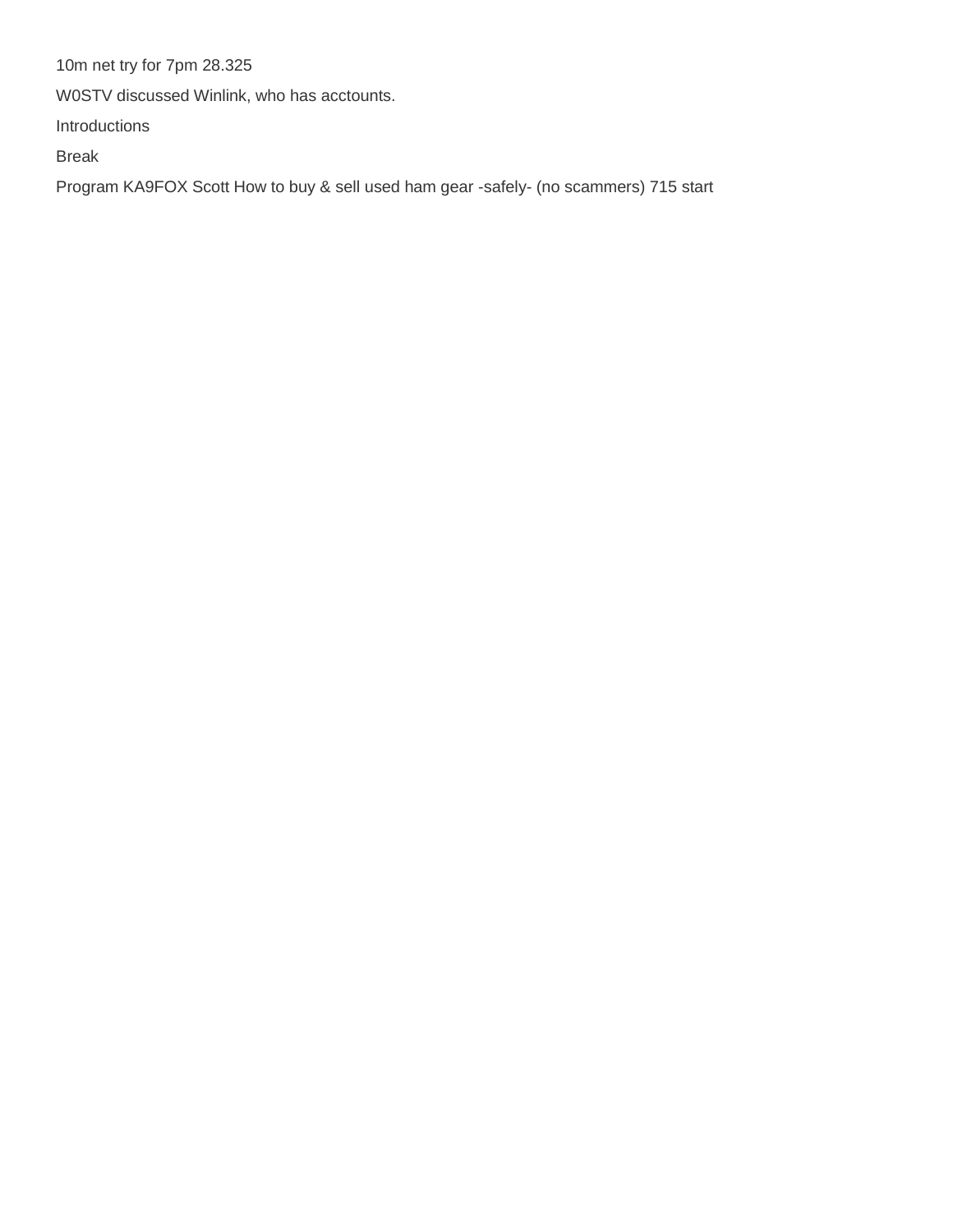10m net try for 7pm 28.325

W0STV discussed Winlink, who has acctounts.

Introductions

Break

Program KA9FOX Scott How to buy & sell used ham gear -safely- (no scammers) 715 start